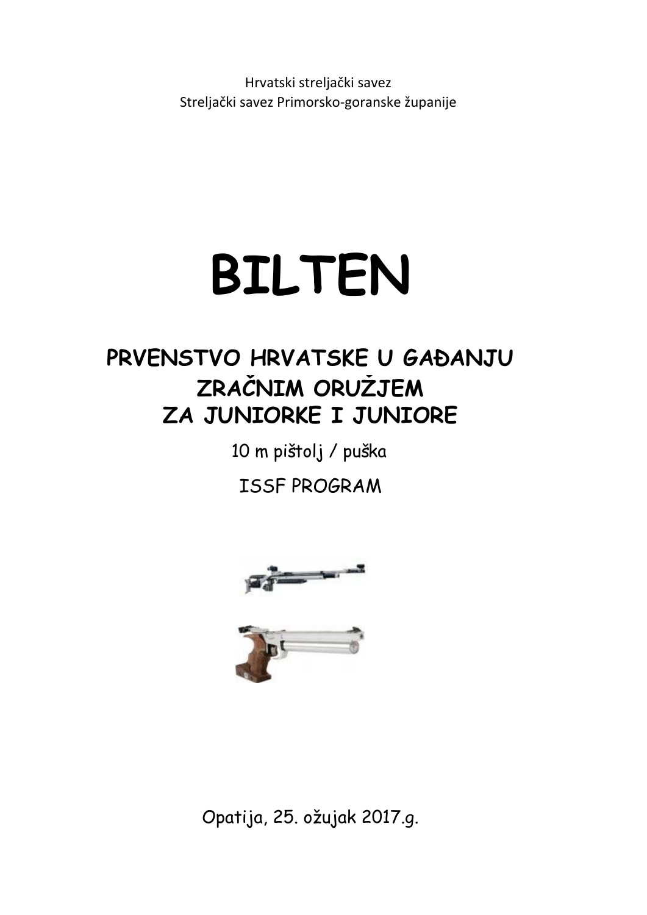Hrvatski streljački savez
Streljački savez Primorsko-goranske županije

# BILTEN

## PRVENSTVO HRVATSKE U GAĐANJU ZRAČNIM ORUŽJEM ZA JUNIORKE I JUNIORE

10 m pištolj / puška

ISSF PROGRAM

Opatija, 25. ožujak 2017.g.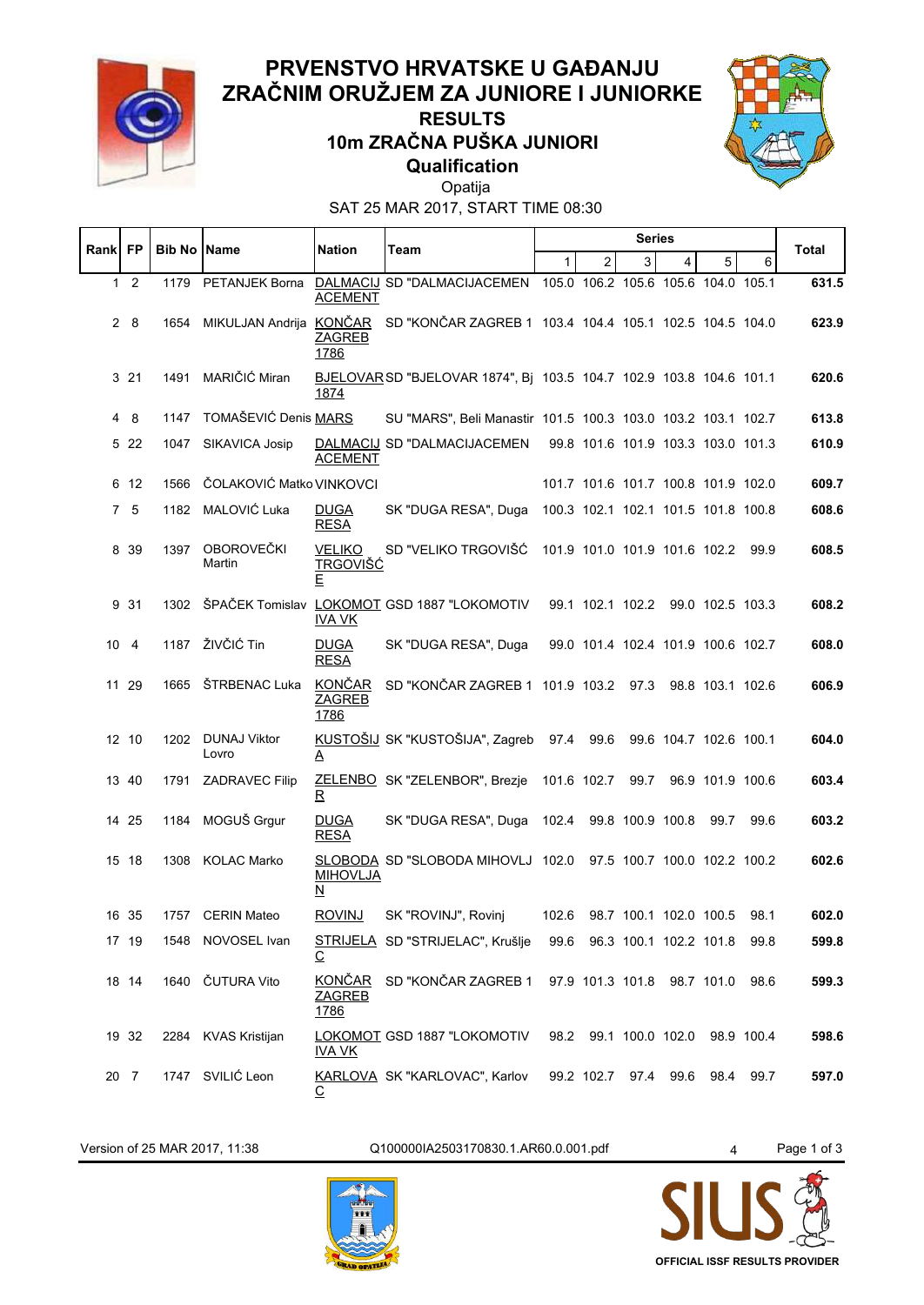# PRVENSTVO HRVATSKE U GAĐANJU ZRAČNIM ORUŽJEM ZA JUNIORE I JUNIORKE

## RESULTS

## 10m ZRAČNA PUŠKA JUNIORI

## Qualification

Opatija

SAT 25 MAR 2017, START TIME 08:30

| Rank | FP | Bib No | Name | Nation | Team | Series 1 | 2 | 3 | 4 | 5 | 6 | Total |
|---|---|---|---|---|---|---|---|---|---|---|---|---|
| 1 | 2 | 1179 | PETANJEK Borna | DALMACIJACEMENT | SD "DALMACIJACEMEN | 105.0 | 106.2 | 105.6 | 105.6 | 104.0 | 105.1 | **631.5** |
| 2 | 8 | 1654 | MIKULJAN Andrija | KONČAR ZAGREB 1786 | SD "KONČAR ZAGREB 1 | 103.4 | 104.4 | 105.1 | 102.5 | 104.5 | 104.0 | **623.9** |
| 3 | 21 | 1491 | MARIČIĆ Miran | BJELOVAR 1874 | SD "BJELOVAR 1874", Bj | 103.5 | 104.7 | 102.9 | 103.8 | 104.6 | 101.1 | **620.6** |
| 4 | 8 | 1147 | TOMAŠEVIĆ Denis | MARS | SU "MARS", Beli Manastir | 101.5 | 100.3 | 103.0 | 103.2 | 103.1 | 102.7 | **613.8** |
| 5 | 22 | 1047 | SIKAVICA Josip | DALMACIJACEMENT | SD "DALMACIJACEMEN | 99.8 | 101.6 | 101.9 | 103.3 | 103.0 | 101.3 | **610.9** |
| 6 | 12 | 1566 | ČOLAKOVIĆ Matko | VINKOVCI | | 101.7 | 101.6 | 101.7 | 100.8 | 101.9 | 102.0 | **609.7** |
| 7 | 5 | 1182 | MALOVIĆ Luka | DUGA RESA | SK "DUGA RESA", Duga | 100.3 | 102.1 | 102.1 | 101.5 | 101.8 | 100.8 | **608.6** |
| 8 | 39 | 1397 | OBOROVEČKI Martin | VELIKO TRGOVIŠĆE | SD "VELIKO TRGOVIŠĆ | 101.9 | 101.0 | 101.9 | 101.6 | 102.2 | 99.9 | **608.5** |
| 9 | 31 | 1302 | ŠPAČEK Tomislav | LOKOMOTIVA VK | GSD 1887 "LOKOMOTIV | 99.1 | 102.1 | 102.2 | 99.0 | 102.5 | 103.3 | **608.2** |
| 10 | 4 | 1187 | ŽIVČIĆ Tin | DUGA RESA | SK "DUGA RESA", Duga | 99.0 | 101.4 | 102.4 | 101.9 | 100.6 | 102.7 | **608.0** |
| 11 | 29 | 1665 | ŠTRBENAC Luka | KONČAR ZAGREB 1786 | SD "KONČAR ZAGREB 1 | 101.9 | 103.2 | 97.3 | 98.8 | 103.1 | 102.6 | **606.9** |
| 12 | 10 | 1202 | DUNAJ Viktor Lovro | KUSTOŠIJA | SK "KUSTOŠIJA", Zagreb | 97.4 | 99.6 | 99.6 | 104.7 | 102.6 | 100.1 | **604.0** |
| 13 | 40 | 1791 | ZADRAVEC Filip | ZELENBOR | SK "ZELENBOR", Brezje | 101.6 | 102.7 | 99.7 | 96.9 | 101.9 | 100.6 | **603.4** |
| 14 | 25 | 1184 | MOGUŠ Grgur | DUGA RESA | SK "DUGA RESA", Duga | 102.4 | 99.8 | 100.9 | 100.8 | 99.7 | 99.6 | **603.2** |
| 15 | 18 | 1308 | KOLAC Marko | SLOBODA MIHOVLJAN | SD "SLOBODA MIHOVLJ | 102.0 | 97.5 | 100.7 | 100.0 | 102.2 | 100.2 | **602.6** |
| 16 | 35 | 1757 | CERIN Mateo | ROVINJ | SK "ROVINJ", Rovinj | 102.6 | 98.7 | 100.1 | 102.0 | 100.5 | 98.1 | **602.0** |
| 17 | 19 | 1548 | NOVOSEL Ivan | STRIJELAC | SD "STRIJELAC", Krušlje | 99.6 | 96.3 | 100.1 | 102.2 | 101.8 | 99.8 | **599.8** |
| 18 | 14 | 1640 | ČUTURA Vito | KONČAR ZAGREB 1786 | SD "KONČAR ZAGREB 1 | 97.9 | 101.3 | 101.8 | 98.7 | 101.0 | 98.6 | **599.3** |
| 19 | 32 | 2284 | KVAS Kristijan | LOKOMOTIVA VK | GSD 1887 "LOKOMOTIV | 98.2 | 99.1 | 100.0 | 102.0 | 98.9 | 100.4 | **598.6** |
| 20 | 7 | 1747 | SVILIĆ Leon | KARLOVAC | SK "KARLOVAC", Karlov | 99.2 | 102.7 | 97.4 | 99.6 | 98.4 | 99.7 | **597.0** |

Version of 25 MAR 2017, 11:38 Q100000IA2503170830.1.AR60.0.001.pdf 4

OFFICIAL ISSF RESULTS PROVIDER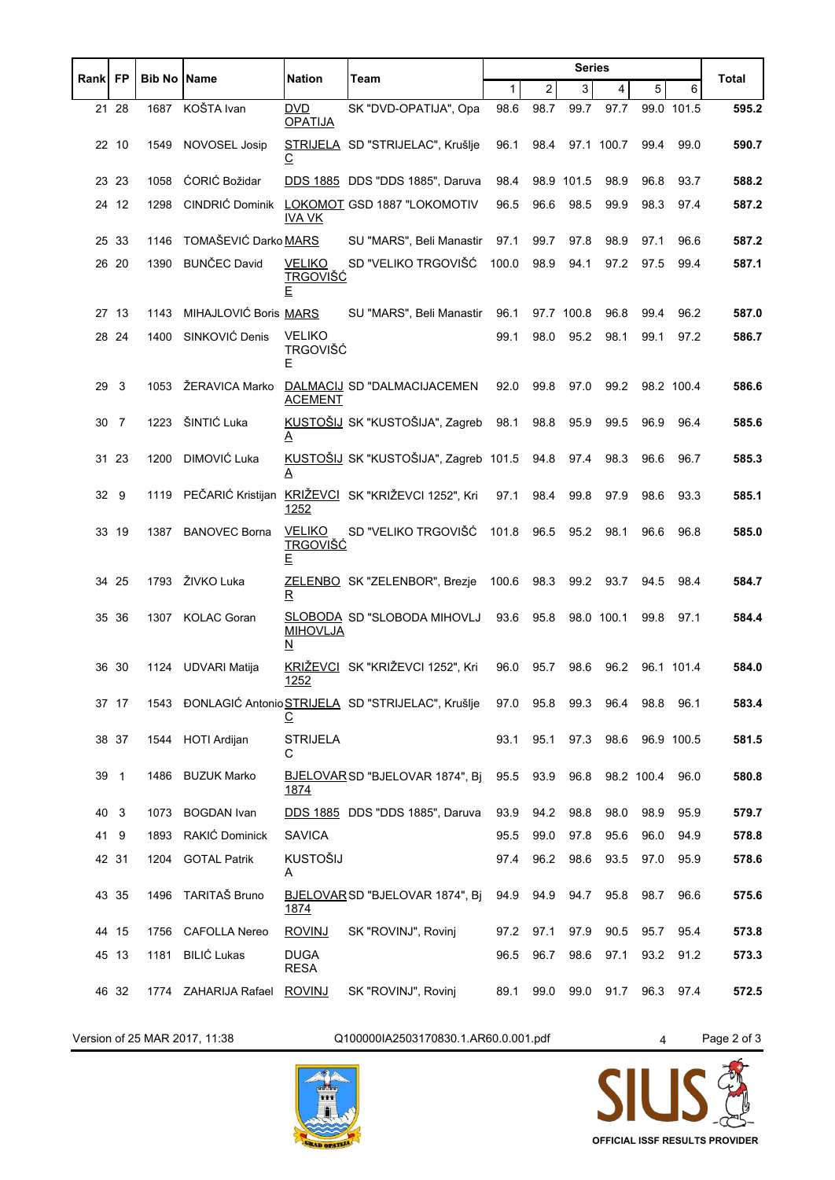| Rank | FP | Bib No | Name | Nation | Team | Series | | | | | | Total |
|---|---|---|---|---|---|---|---|---|---|---|---|---|
| | | | | | | 1 | 2 | 3 | 4 | 5 | 6 | |
| 21 | 28 | 1687 | KOŠTA Ivan | DVD OPATIJA | SK "DVD-OPATIJA", Opa | 98.6 | 98.7 | 99.7 | 97.7 | 99.0 | 101.5 | **595.2** |
| 22 | 10 | 1549 | NOVOSEL Josip | STRIJELAC | SD "STRIJELAC", Krušlje | 96.1 | 98.4 | 97.1 | 100.7 | 99.4 | 99.0 | **590.7** |
| 23 | 23 | 1058 | ĆORIĆ Božidar | DDS 1885 | DDS "DDS 1885", Daruva | 98.4 | 98.9 | 101.5 | 98.9 | 96.8 | 93.7 | **588.2** |
| 24 | 12 | 1298 | CINDRIĆ Dominik | LOKOMOTIVA VK | GSD 1887 "LOKOMOTIV | 96.5 | 96.6 | 98.5 | 99.9 | 98.3 | 97.4 | **587.2** |
| 25 | 33 | 1146 | TOMAŠEVIĆ Darko | MARS | SU "MARS", Beli Manastir | 97.1 | 99.7 | 97.8 | 98.9 | 97.1 | 96.6 | **587.2** |
| 26 | 20 | 1390 | BUNČEC David | VELIKO TRGOVIŠĆE | SD "VELIKO TRGOVIŠĆ | 100.0 | 98.9 | 94.1 | 97.2 | 97.5 | 99.4 | **587.1** |
| 27 | 13 | 1143 | MIHAJLOVIĆ Boris | MARS | SU "MARS", Beli Manastir | 96.1 | 97.7 | 100.8 | 96.8 | 99.4 | 96.2 | **587.0** |
| 28 | 24 | 1400 | SINKOVIĆ Denis | VELIKO TRGOVIŠĆE | | 99.1 | 98.0 | 95.2 | 98.1 | 99.1 | 97.2 | **586.7** |
| 29 | 3 | 1053 | ŽERAVICA Marko | DALMACIJACEMENT | SD "DALMACIJACEMEN | 92.0 | 99.8 | 97.0 | 99.2 | 98.2 | 100.4 | **586.6** |
| 30 | 7 | 1223 | ŠINTIĆ Luka | KUSTOŠIJA | SK "KUSTOŠIJA", Zagreb | 98.1 | 98.8 | 95.9 | 99.5 | 96.9 | 96.4 | **585.6** |
| 31 | 23 | 1200 | DIMOVIĆ Luka | KUSTOŠIJA | SK "KUSTOŠIJA", Zagreb | 101.5 | 94.8 | 97.4 | 98.3 | 96.6 | 96.7 | **585.3** |
| 32 | 9 | 1119 | PEČARIĆ Kristijan | KRIŽEVCI 1252 | SK "KRIŽEVCI 1252", Kri | 97.1 | 98.4 | 99.8 | 97.9 | 98.6 | 93.3 | **585.1** |
| 33 | 19 | 1387 | BANOVEC Borna | VELIKO TRGOVIŠĆE | SD "VELIKO TRGOVIŠĆ | 101.8 | 96.5 | 95.2 | 98.1 | 96.6 | 96.8 | **585.0** |
| 34 | 25 | 1793 | ŽIVKO Luka | ZELENBOR | SK "ZELENBOR", Brezje | 100.6 | 98.3 | 99.2 | 93.7 | 94.5 | 98.4 | **584.7** |
| 35 | 36 | 1307 | KOLAC Goran | SLOBODA MIHOVLJAN | SD "SLOBODA MIHOVLJ | 93.6 | 95.8 | 98.0 | 100.1 | 99.8 | 97.1 | **584.4** |
| 36 | 30 | 1124 | UDVARI Matija | KRIŽEVCI 1252 | SK "KRIŽEVCI 1252", Kri | 96.0 | 95.7 | 98.6 | 96.2 | 96.1 | 101.4 | **584.0** |
| 37 | 17 | 1543 | ĐONLAGIĆ Antonio | STRIJELAC | SD "STRIJELAC", Krušlje | 97.0 | 95.8 | 99.3 | 96.4 | 98.8 | 96.1 | **583.4** |
| 38 | 37 | 1544 | HOTI Ardijan | STRIJELAC | | 93.1 | 95.1 | 97.3 | 98.6 | 96.9 | 100.5 | **581.5** |
| 39 | 1 | 1486 | BUZUK Marko | BJELOVAR 1874 | SD "BJELOVAR 1874", Bj | 95.5 | 93.9 | 96.8 | 98.2 | 100.4 | 96.0 | **580.8** |
| 40 | 3 | 1073 | BOGDAN Ivan | DDS 1885 | DDS "DDS 1885", Daruva | 93.9 | 94.2 | 98.8 | 98.0 | 98.9 | 95.9 | **579.7** |
| 41 | 9 | 1893 | RAKIĆ Dominick | SAVICA | | 95.5 | 99.0 | 97.8 | 95.6 | 96.0 | 94.9 | **578.8** |
| 42 | 31 | 1204 | GOTAL Patrik | KUSTOŠIJA | | 97.4 | 96.2 | 98.6 | 93.5 | 97.0 | 95.9 | **578.6** |
| 43 | 35 | 1496 | TARITAŠ Bruno | BJELOVAR 1874 | SD "BJELOVAR 1874", Bj | 94.9 | 94.9 | 94.7 | 95.8 | 98.7 | 96.6 | **575.6** |
| 44 | 15 | 1756 | CAFOLLA Nereo | ROVINJ | SK "ROVINJ", Rovinj | 97.2 | 97.1 | 97.9 | 90.5 | 95.7 | 95.4 | **573.8** |
| 45 | 13 | 1181 | BILIĆ Lukas | DUGA RESA | | 96.5 | 96.7 | 98.6 | 97.1 | 93.2 | 91.2 | **573.3** |
| 46 | 32 | 1774 | ZAHARIJA Rafael | ROVINJ | SK "ROVINJ", Rovinj | 89.1 | 99.0 | 99.0 | 91.7 | 96.3 | 97.4 | **572.5** |

Version of 25 MAR 2017, 11:38 Q100000IA2503170830.1.AR60.0.001.pdf 4

OFFICIAL ISSF RESULTS PROVIDER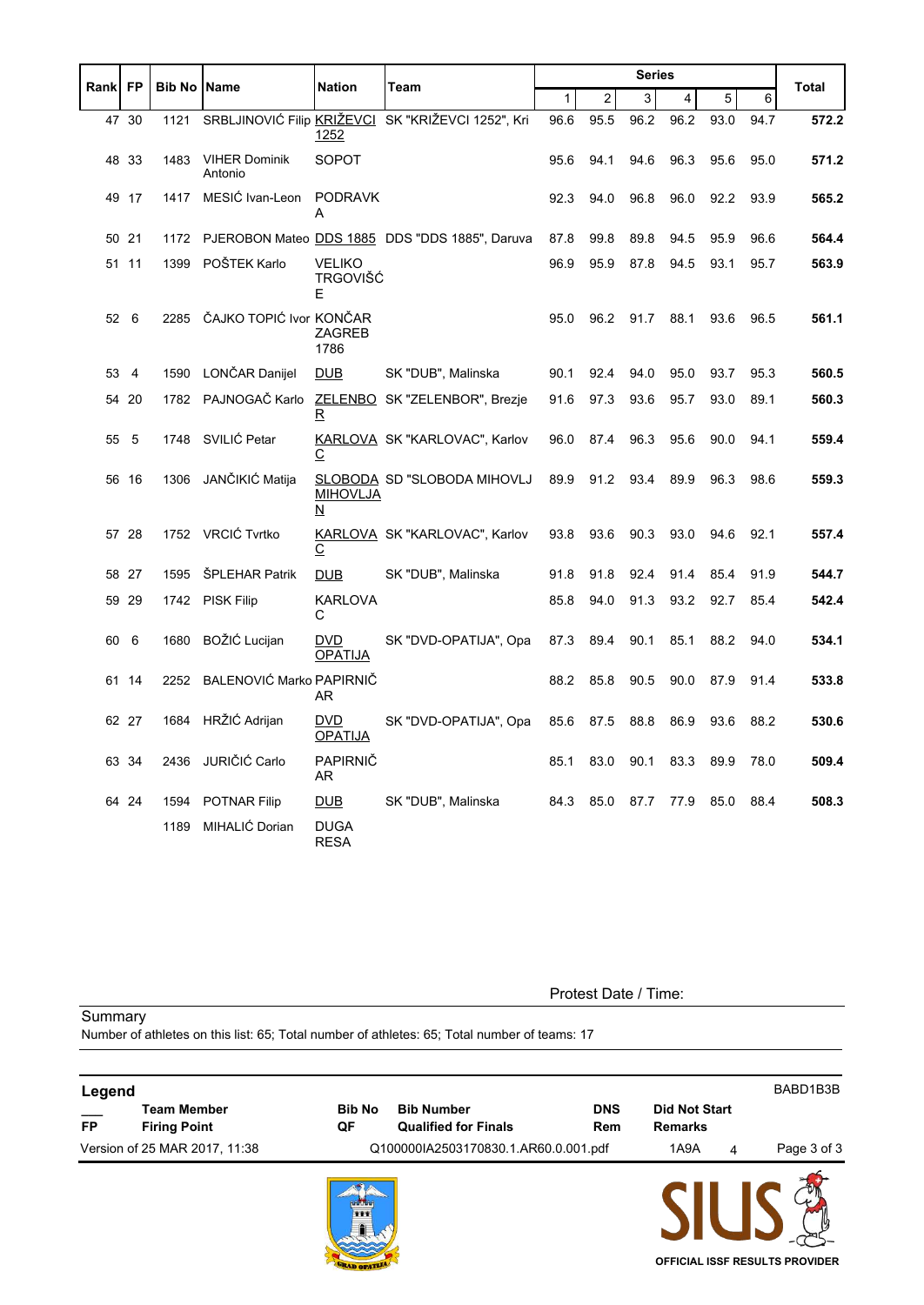| Rank | FP | Bib No | Name | Nation | Team | Series | | | | | | Total |
|---|---|---|---|---|---|---|---|---|---|---|---|---|
| | | | | | | 1 | 2 | 3 | 4 | 5 | 6 | |
| 47 | 30 | 1121 | SRBLJINOVIĆ Filip | KRIŽEVCI 1252 | SK "KRIŽEVCI 1252", Kri | 96.6 | 95.5 | 96.2 | 96.2 | 93.0 | 94.7 | **572.2** |
| 48 | 33 | 1483 | VIHER Dominik Antonio | SOPOT | | 95.6 | 94.1 | 94.6 | 96.3 | 95.6 | 95.0 | **571.2** |
| 49 | 17 | 1417 | MESIĆ Ivan-Leon | PODRAVKA | | 92.3 | 94.0 | 96.8 | 96.0 | 92.2 | 93.9 | **565.2** |
| 50 | 21 | 1172 | PJEROBON Mateo | DDS 1885 | DDS "DDS 1885", Daruva | 87.8 | 99.8 | 89.8 | 94.5 | 95.9 | 96.6 | **564.4** |
| 51 | 11 | 1399 | POŠTEK Karlo | VELIKO TRGOVIŠĆE | | 96.9 | 95.9 | 87.8 | 94.5 | 93.1 | 95.7 | **563.9** |
| 52 | 6 | 2285 | ČAJKO TOPIĆ Ivor | KONČAR ZAGREB 1786 | | 95.0 | 96.2 | 91.7 | 88.1 | 93.6 | 96.5 | **561.1** |
| 53 | 4 | 1590 | LONČAR Danijel | DUB | SK "DUB", Malinska | 90.1 | 92.4 | 94.0 | 95.0 | 93.7 | 95.3 | **560.5** |
| 54 | 20 | 1782 | PAJNOGAČ Karlo | ZELENBOR | SK "ZELENBOR", Brezje | 91.6 | 97.3 | 93.6 | 95.7 | 93.0 | 89.1 | **560.3** |
| 55 | 5 | 1748 | SVILIĆ Petar | KARLOVAC | SK "KARLOVAC", Karlov | 96.0 | 87.4 | 96.3 | 95.6 | 90.0 | 94.1 | **559.4** |
| 56 | 16 | 1306 | JANČIKIĆ Matija | SLOBODA MIHOVLJAN | SD "SLOBODA MIHOVLJ | 89.9 | 91.2 | 93.4 | 89.9 | 96.3 | 98.6 | **559.3** |
| 57 | 28 | 1752 | VRCIĆ Tvrtko | KARLOVAC | SK "KARLOVAC", Karlov | 93.8 | 93.6 | 90.3 | 93.0 | 94.6 | 92.1 | **557.4** |
| 58 | 27 | 1595 | ŠPLEHAR Patrik | DUB | SK "DUB", Malinska | 91.8 | 91.8 | 92.4 | 91.4 | 85.4 | 91.9 | **544.7** |
| 59 | 29 | 1742 | PISK Filip | KARLOVAC | | 85.8 | 94.0 | 91.3 | 93.2 | 92.7 | 85.4 | **542.4** |
| 60 | 6 | 1680 | BOŽIĆ Lucijan | DVD OPATIJA | SK "DVD-OPATIJA", Opa | 87.3 | 89.4 | 90.1 | 85.1 | 88.2 | 94.0 | **534.1** |
| 61 | 14 | 2252 | BALENOVIĆ Marko | PAPIRNIČAR | | 88.2 | 85.8 | 90.5 | 90.0 | 87.9 | 91.4 | **533.8** |
| 62 | 27 | 1684 | HRŽIĆ Adrijan | DVD OPATIJA | SK "DVD-OPATIJA", Opa | 85.6 | 87.5 | 88.8 | 86.9 | 93.6 | 88.2 | **530.6** |
| 63 | 34 | 2436 | JURIČIĆ Carlo | PAPIRNIČAR | | 85.1 | 83.0 | 90.1 | 83.3 | 89.9 | 78.0 | **509.4** |
| 64 | 24 | 1594 | POTNAR Filip | DUB | SK "DUB", Malinska | 84.3 | 85.0 | 87.7 | 77.9 | 85.0 | 88.4 | **508.3** |
| | | 1189 | MIHALIĆ Dorian | DUGA RESA | | | | | | | | |

Protest Date / Time:

Summary

Number of athletes on this list: 65; Total number of athletes: 65; Total number of teams: 17

**Legend**

BABD1B3B

| | | | | | | | |
|---|---|---|---|---|---|---|---|
| ___ | **Team Member** | **Bib No** | **Bib Number** | **DNS** | **Did Not Start** | | |
| **FP** | **Firing Point** | **QF** | **Qualified for Finals** | **Rem** | **Remarks** | | |

Version of 25 MAR 2017, 11:38 Q100000IA2503170830.1.AR60.0.001.pdf 1A9A 4

SIUS OFFICIAL ISSF RESULTS PROVIDER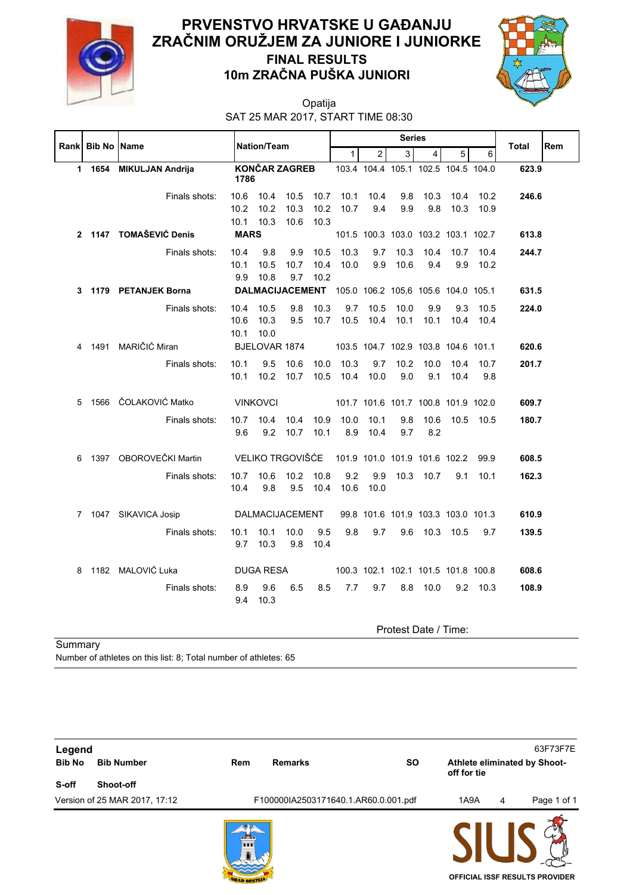# PRVENSTVO HRVATSKE U GAĐANJU ZRAČNIM ORUŽJEM ZA JUNIORE I JUNIORKE

## FINAL RESULTS

## 10m ZRAČNA PUŠKA JUNIORI

Opatija

SAT 25 MAR 2017, START TIME 08:30

| Rank | Bib No | Name | Nation/Team | Series 1 | 2 | 3 | 4 | 5 | 6 | Total | Rem |
|---|---|---|---|---|---|---|---|---|---|---|---|
| **1** | **1654** | **MIKULJAN Andrija** | **KONČAR ZAGREB 1786** | 103.4 | 104.4 | 105.1 | 102.5 | 104.5 | 104.0 | **623.9** | |
| | | Finals shots: | 10.6 10.4 10.5 10.7 10.1 10.4 9.8 10.3 10.4 10.2 10.2 10.2 10.3 10.2 10.7 9.4 9.9 9.8 10.3 10.9 10.1 10.3 10.6 10.3 | | | | | | | **246.6** | |
| **2** | **1147** | **TOMAŠEVIĆ Denis** | **MARS** | 101.5 | 100.3 | 103.0 | 103.2 | 103.1 | 102.7 | **613.8** | |
| | | Finals shots: | 10.4 9.8 9.9 10.5 10.3 9.7 10.3 10.4 10.7 10.4 10.1 10.5 10.7 10.4 10.0 9.9 10.6 9.4 9.9 10.2 9.9 10.8 9.7 10.2 | | | | | | | **244.7** | |
| **3** | **1179** | **PETANJEK Borna** | **DALMACIJACEMENT** | 105.0 | 106.2 | 105.6 | 105.6 | 104.0 | 105.1 | **631.5** | |
| | | Finals shots: | 10.4 10.5 9.8 10.3 9.7 10.5 10.0 9.9 9.3 10.5 10.6 10.3 9.5 10.7 10.5 10.4 10.1 10.1 10.4 10.4 10.1 10.0 | | | | | | | **224.0** | |
| 4 | 1491 | MARIČIĆ Miran | BJELOVAR 1874 | 103.5 | 104.7 | 102.9 | 103.8 | 104.6 | 101.1 | **620.6** | |
| | | Finals shots: | 10.1 9.5 10.6 10.0 10.3 9.7 10.2 10.0 10.4 10.7 10.1 10.2 10.7 10.5 10.4 10.0 9.0 9.1 10.4 9.8 | | | | | | | **201.7** | |
| 5 | 1566 | ČOLAKOVIĆ Matko | VINKOVCI | 101.7 | 101.6 | 101.7 | 100.8 | 101.9 | 102.0 | **609.7** | |
| | | Finals shots: | 10.7 10.4 10.4 10.9 10.0 10.1 9.8 10.6 10.5 10.5 9.6 9.2 10.7 10.1 8.9 10.4 9.7 8.2 | | | | | | | **180.7** | |
| 6 | 1397 | OBOROVEČKI Martin | VELIKO TRGOVIŠĆE | 101.9 | 101.0 | 101.9 | 101.6 | 102.2 | 99.9 | **608.5** | |
| | | Finals shots: | 10.7 10.6 10.2 10.8 9.2 9.9 10.3 10.7 9.1 10.1 10.4 9.8 9.5 10.4 10.6 10.0 | | | | | | | **162.3** | |
| 7 | 1047 | SIKAVICA Josip | DALMACIJACEMENT | 99.8 | 101.6 | 101.9 | 103.3 | 103.0 | 101.3 | **610.9** | |
| | | Finals shots: | 10.1 10.1 10.0 9.5 9.8 9.7 9.6 10.3 10.5 9.7 9.7 10.3 9.8 10.4 | | | | | | | **139.5** | |
| 8 | 1182 | MALOVIĆ Luka | DUGA RESA | 100.3 | 102.1 | 102.1 | 101.5 | 101.8 | 100.8 | **608.6** | |
| | | Finals shots: | 8.9 9.6 6.5 8.5 7.7 9.7 8.8 10.0 9.2 10.3 9.4 10.3 | | | | | | | **108.9** | |

Protest Date / Time:

Summary

Number of athletes on this list: 8; Total number of athletes: 65

**Legend**

| | | | | | |
|---|---|---|---|---|---|
| **Bib No** | **Bib Number** | **Rem** | **Remarks** | **SO** | **Athlete eliminated by Shoot-off for tie** |
| **S-off** | **Shoot-off** | | | | |

63F73F7E

Version of 25 MAR 2017, 17:12 F100000IA2503171640.1.AR60.0.001.pdf 1A9A 4

OFFICIAL ISSF RESULTS PROVIDER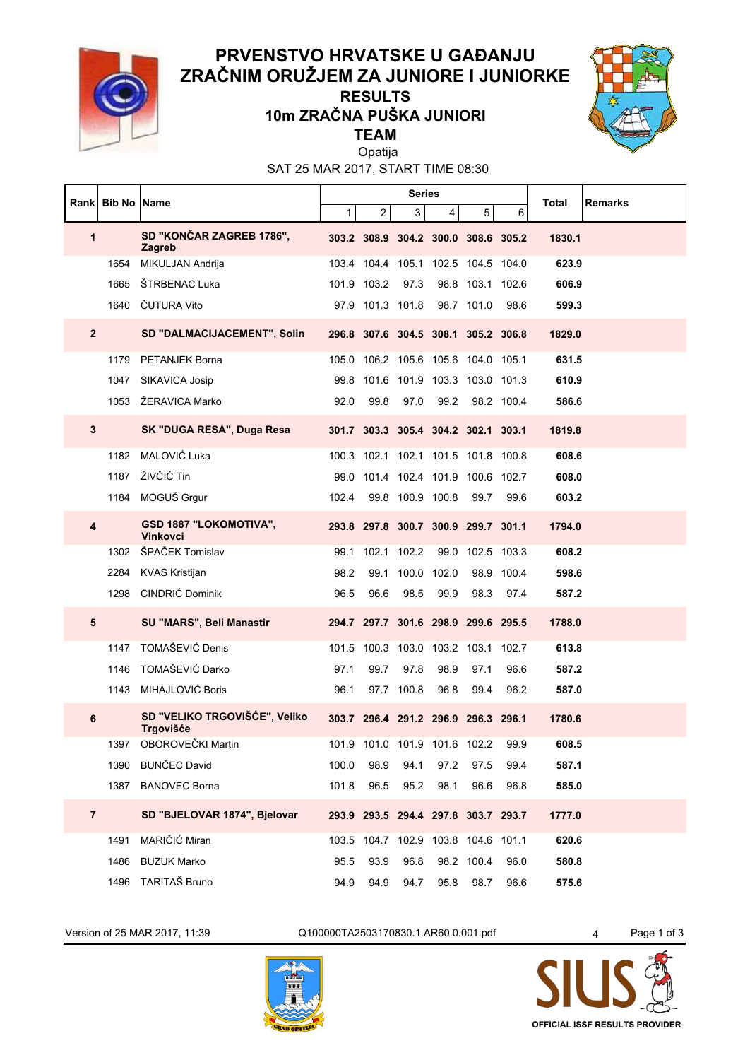# PRVENSTVO HRVATSKE U GAĐANJU ZRAČNIM ORUŽJEM ZA JUNIORE I JUNIORKE

## RESULTS

## 10m ZRAČNA PUŠKA JUNIORI

## TEAM

Opatija

SAT 25 MAR 2017, START TIME 08:30

| Rank | Bib No | Name | Series 1 | 2 | 3 | 4 | 5 | 6 | Total | Remarks |
|---|---|---|---|---|---|---|---|---|---|---|
| **1** | | **SD "KONČAR ZAGREB 1786", Zagreb** | **303.2** | **308.9** | **304.2** | **300.0** | **308.6** | **305.2** | **1830.1** | |
| | 1654 | MIKULJAN Andrija | 103.4 | 104.4 | 105.1 | 102.5 | 104.5 | 104.0 | **623.9** | |
| | 1665 | ŠTRBENAC Luka | 101.9 | 103.2 | 97.3 | 98.8 | 103.1 | 102.6 | **606.9** | |
| | 1640 | ČUTURA Vito | 97.9 | 101.3 | 101.8 | 98.7 | 101.0 | 98.6 | **599.3** | |
| **2** | | **SD "DALMACIJACEMENT", Solin** | **296.8** | **307.6** | **304.5** | **308.1** | **305.2** | **306.8** | **1829.0** | |
| | 1179 | PETANJEK Borna | 105.0 | 106.2 | 105.6 | 105.6 | 104.0 | 105.1 | **631.5** | |
| | 1047 | SIKAVICA Josip | 99.8 | 101.6 | 101.9 | 103.3 | 103.0 | 101.3 | **610.9** | |
| | 1053 | ŽERAVICA Marko | 92.0 | 99.8 | 97.0 | 99.2 | 98.2 | 100.4 | **586.6** | |
| **3** | | **SK "DUGA RESA", Duga Resa** | **301.7** | **303.3** | **305.4** | **304.2** | **302.1** | **303.1** | **1819.8** | |
| | 1182 | MALOVIĆ Luka | 100.3 | 102.1 | 102.1 | 101.5 | 101.8 | 100.8 | **608.6** | |
| | 1187 | ŽIVČIĆ Tin | 99.0 | 101.4 | 102.4 | 101.9 | 100.6 | 102.7 | **608.0** | |
| | 1184 | MOGUŠ Grgur | 102.4 | 99.8 | 100.9 | 100.8 | 99.7 | 99.6 | **603.2** | |
| **4** | | **GSD 1887 "LOKOMOTIVA", Vinkovci** | **293.8** | **297.8** | **300.7** | **300.9** | **299.7** | **301.1** | **1794.0** | |
| | 1302 | ŠPAČEK Tomislav | 99.1 | 102.1 | 102.2 | 99.0 | 102.5 | 103.3 | **608.2** | |
| | 2284 | KVAS Kristijan | 98.2 | 99.1 | 100.0 | 102.0 | 98.9 | 100.4 | **598.6** | |
| | 1298 | CINDRIĆ Dominik | 96.5 | 96.6 | 98.5 | 99.9 | 98.3 | 97.4 | **587.2** | |
| **5** | | **SU "MARS", Beli Manastir** | **294.7** | **297.7** | **301.6** | **298.9** | **299.6** | **295.5** | **1788.0** | |
| | 1147 | TOMAŠEVIĆ Denis | 101.5 | 100.3 | 103.0 | 103.2 | 103.1 | 102.7 | **613.8** | |
| | 1146 | TOMAŠEVIĆ Darko | 97.1 | 99.7 | 97.8 | 98.9 | 97.1 | 96.6 | **587.2** | |
| | 1143 | MIHAJLOVIĆ Boris | 96.1 | 97.7 | 100.8 | 96.8 | 99.4 | 96.2 | **587.0** | |
| **6** | | **SD "VELIKO TRGOVIŠĆE", Veliko Trgovišće** | **303.7** | **296.4** | **291.2** | **296.9** | **296.3** | **296.1** | **1780.6** | |
| | 1397 | OBOROVEČKI Martin | 101.9 | 101.0 | 101.9 | 101.6 | 102.2 | 99.9 | **608.5** | |
| | 1390 | BUNČEC David | 100.0 | 98.9 | 94.1 | 97.2 | 97.5 | 99.4 | **587.1** | |
| | 1387 | BANOVEC Borna | 101.8 | 96.5 | 95.2 | 98.1 | 96.6 | 96.8 | **585.0** | |
| **7** | | **SD "BJELOVAR 1874", Bjelovar** | **293.9** | **293.5** | **294.4** | **297.8** | **303.7** | **293.7** | **1777.0** | |
| | 1491 | MARIČIĆ Miran | 103.5 | 104.7 | 102.9 | 103.8 | 104.6 | 101.1 | **620.6** | |
| | 1486 | BUZUK Marko | 95.5 | 93.9 | 96.8 | 98.2 | 100.4 | 96.0 | **580.8** | |
| | 1496 | TARITAŠ Bruno | 94.9 | 94.9 | 94.7 | 95.8 | 98.7 | 96.6 | **575.6** | |

Version of 25 MAR 2017, 11:39 Q100000TA2503170830.1.AR60.0.001.pdf 4

OFFICIAL ISSF RESULTS PROVIDER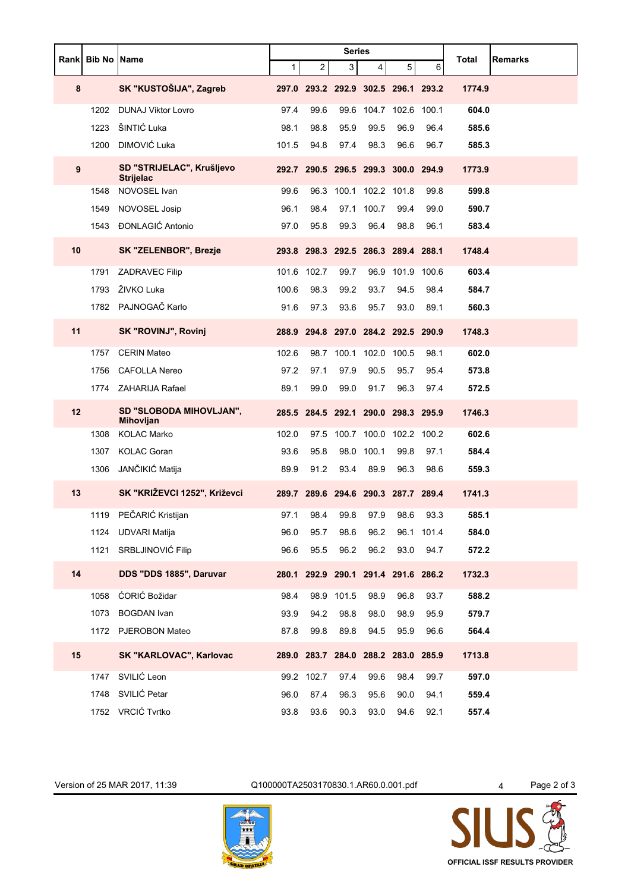| Rank | Bib No | Name | Series | | | | | | Total | Remarks |
|---|---|---|---|---|---|---|---|---|---|---|
| | | | 1 | 2 | 3 | 4 | 5 | 6 | | |
| **8** | | **SK "KUSTOŠIJA", Zagreb** | **297.0** | **293.2** | **292.9** | **302.5** | **296.1** | **293.2** | **1774.9** | |
| | 1202 | DUNAJ Viktor Lovro | 97.4 | 99.6 | 99.6 | 104.7 | 102.6 | 100.1 | **604.0** | |
| | 1223 | ŠINTIĆ Luka | 98.1 | 98.8 | 95.9 | 99.5 | 96.9 | 96.4 | **585.6** | |
| | 1200 | DIMOVIĆ Luka | 101.5 | 94.8 | 97.4 | 98.3 | 96.6 | 96.7 | **585.3** | |
| **9** | | **SD "STRIJELAC", Krušljevo Strijelac** | **292.7** | **290.5** | **296.5** | **299.3** | **300.0** | **294.9** | **1773.9** | |
| | 1548 | NOVOSEL Ivan | 99.6 | 96.3 | 100.1 | 102.2 | 101.8 | 99.8 | **599.8** | |
| | 1549 | NOVOSEL Josip | 96.1 | 98.4 | 97.1 | 100.7 | 99.4 | 99.0 | **590.7** | |
| | 1543 | ĐONLAGIĆ Antonio | 97.0 | 95.8 | 99.3 | 96.4 | 98.8 | 96.1 | **583.4** | |
| **10** | | **SK "ZELENBOR", Brezje** | **293.8** | **298.3** | **292.5** | **286.3** | **289.4** | **288.1** | **1748.4** | |
| | 1791 | ZADRAVEC Filip | 101.6 | 102.7 | 99.7 | 96.9 | 101.9 | 100.6 | **603.4** | |
| | 1793 | ŽIVKO Luka | 100.6 | 98.3 | 99.2 | 93.7 | 94.5 | 98.4 | **584.7** | |
| | 1782 | PAJNOGAČ Karlo | 91.6 | 97.3 | 93.6 | 95.7 | 93.0 | 89.1 | **560.3** | |
| **11** | | **SK "ROVINJ", Rovinj** | **288.9** | **294.8** | **297.0** | **284.2** | **292.5** | **290.9** | **1748.3** | |
| | 1757 | CERIN Mateo | 102.6 | 98.7 | 100.1 | 102.0 | 100.5 | 98.1 | **602.0** | |
| | 1756 | CAFOLLA Nereo | 97.2 | 97.1 | 97.9 | 90.5 | 95.7 | 95.4 | **573.8** | |
| | 1774 | ZAHARIJA Rafael | 89.1 | 99.0 | 99.0 | 91.7 | 96.3 | 97.4 | **572.5** | |
| **12** | | **SD "SLOBODA MIHOVLJAN", Mihovljan** | **285.5** | **284.5** | **292.1** | **290.0** | **298.3** | **295.9** | **1746.3** | |
| | 1308 | KOLAC Marko | 102.0 | 97.5 | 100.7 | 100.0 | 102.2 | 100.2 | **602.6** | |
| | 1307 | KOLAC Goran | 93.6 | 95.8 | 98.0 | 100.1 | 99.8 | 97.1 | **584.4** | |
| | 1306 | JANČIKIĆ Matija | 89.9 | 91.2 | 93.4 | 89.9 | 96.3 | 98.6 | **559.3** | |
| **13** | | **SK "KRIŽEVCI 1252", Križevci** | **289.7** | **289.6** | **294.6** | **290.3** | **287.7** | **289.4** | **1741.3** | |
| | 1119 | PEČARIĆ Kristijan | 97.1 | 98.4 | 99.8 | 97.9 | 98.6 | 93.3 | **585.1** | |
| | 1124 | UDVARI Matija | 96.0 | 95.7 | 98.6 | 96.2 | 96.1 | 101.4 | **584.0** | |
| | 1121 | SRBLJINOVIĆ Filip | 96.6 | 95.5 | 96.2 | 96.2 | 93.0 | 94.7 | **572.2** | |
| **14** | | **DDS "DDS 1885", Daruvar** | **280.1** | **292.9** | **290.1** | **291.4** | **291.6** | **286.2** | **1732.3** | |
| | 1058 | ĆORIĆ Božidar | 98.4 | 98.9 | 101.5 | 98.9 | 96.8 | 93.7 | **588.2** | |
| | 1073 | BOGDAN Ivan | 93.9 | 94.2 | 98.8 | 98.0 | 98.9 | 95.9 | **579.7** | |
| | 1172 | PJEROBON Mateo | 87.8 | 99.8 | 89.8 | 94.5 | 95.9 | 96.6 | **564.4** | |
| **15** | | **SK "KARLOVAC", Karlovac** | **289.0** | **283.7** | **284.0** | **288.2** | **283.0** | **285.9** | **1713.8** | |
| | 1747 | SVILIĆ Leon | 99.2 | 102.7 | 97.4 | 99.6 | 98.4 | 99.7 | **597.0** | |
| | 1748 | SVILIĆ Petar | 96.0 | 87.4 | 96.3 | 95.6 | 90.0 | 94.1 | **559.4** | |
| | 1752 | VRCIĆ Tvrtko | 93.8 | 93.6 | 90.3 | 93.0 | 94.6 | 92.1 | **557.4** | |

Version of 25 MAR 2017, 11:39 Q100000TA2503170830.1.AR60.0.001.pdf 4

OFFICIAL ISSF RESULTS PROVIDER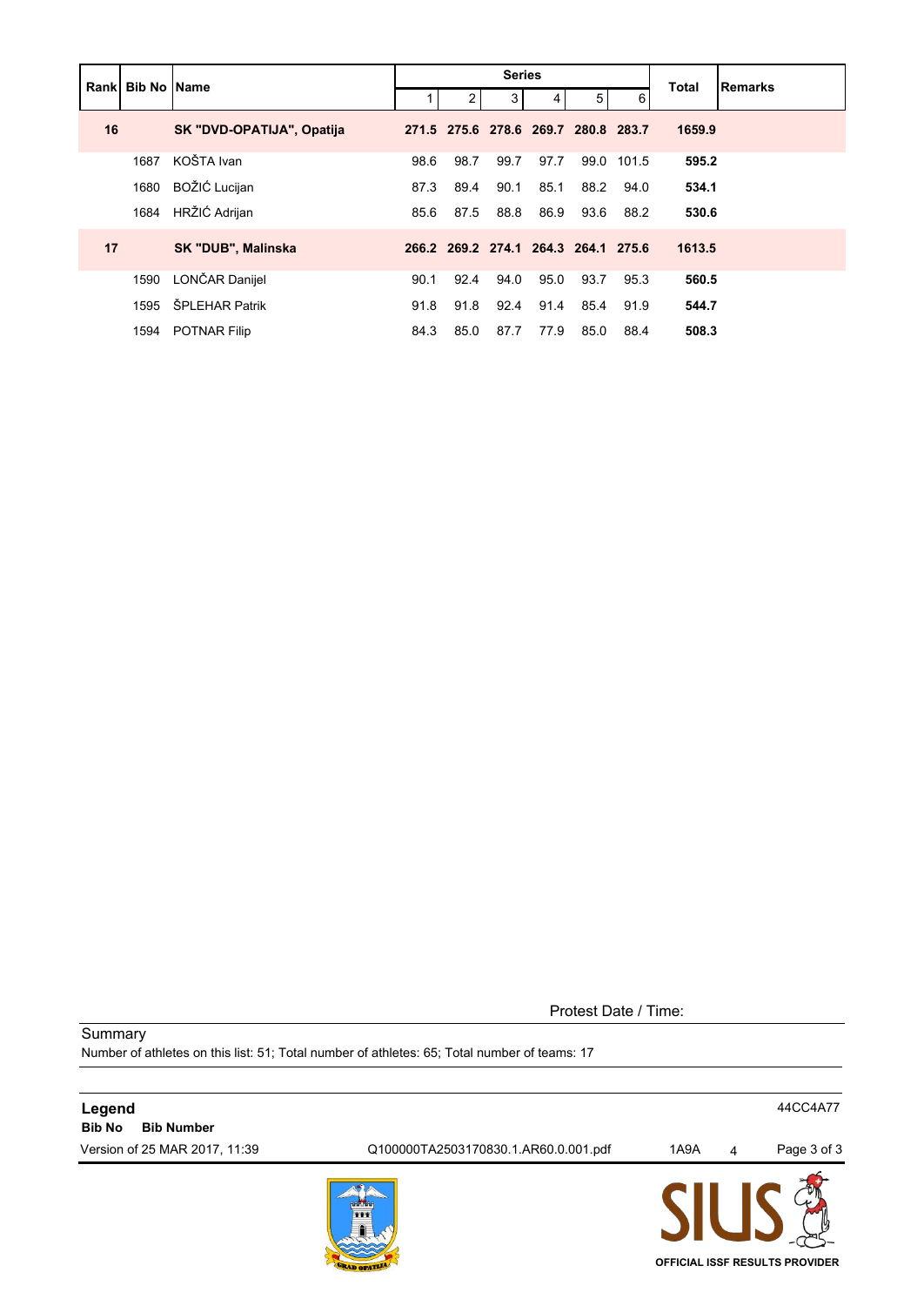| Rank | Bib No | Name | Series | | | | | | Total | Remarks |
|---|---|---|---|---|---|---|---|---|---|---|
| | | | 1 | 2 | 3 | 4 | 5 | 6 | | |
| **16** | | **SK "DVD-OPATIJA", Opatija** | **271.5** | **275.6** | **278.6** | **269.7** | **280.8** | **283.7** | **1659.9** | |
| | 1687 | KOŠTA Ivan | 98.6 | 98.7 | 99.7 | 97.7 | 99.0 | 101.5 | **595.2** | |
| | 1680 | BOŽIĆ Lucijan | 87.3 | 89.4 | 90.1 | 85.1 | 88.2 | 94.0 | **534.1** | |
| | 1684 | HRŽIĆ Adrijan | 85.6 | 87.5 | 88.8 | 86.9 | 93.6 | 88.2 | **530.6** | |
| **17** | | **SK "DUB", Malinska** | **266.2** | **269.2** | **274.1** | **264.3** | **264.1** | **275.6** | **1613.5** | |
| | 1590 | LONČAR Danijel | 90.1 | 92.4 | 94.0 | 95.0 | 93.7 | 95.3 | **560.5** | |
| | 1595 | ŠPLEHAR Patrik | 91.8 | 91.8 | 92.4 | 91.4 | 85.4 | 91.9 | **544.7** | |
| | 1594 | POTNAR Filip | 84.3 | 85.0 | 87.7 | 77.9 | 85.0 | 88.4 | **508.3** | |

Protest Date / Time:

Summary

Number of athletes on this list: 51; Total number of athletes: 65; Total number of teams: 17

**Legend**

**Bib No** **Bib Number**

44CC4A77

Version of 25 MAR 2017, 11:39 Q100000TA2503170830.1.AR60.0.001.pdf 1A9A 4

OFFICIAL ISSF RESULTS PROVIDER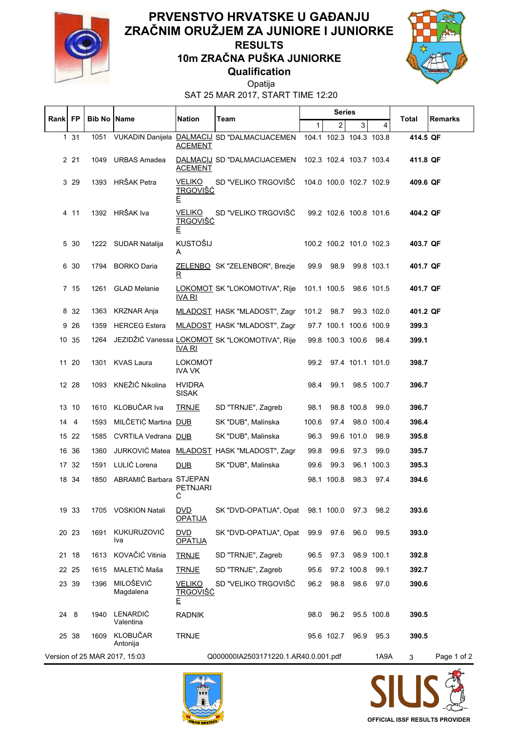# PRVENSTVO HRVATSKE U GAĐANJU ZRAČNIM ORUŽJEM ZA JUNIORE I JUNIORKE

## RESULTS

## 10m ZRAČNA PUŠKA JUNIORKE

## Qualification

Opatija

SAT 25 MAR 2017, START TIME 12:20

| Rank | FP | Bib No | Name | Nation | Team | Series 1 | Series 2 | Series 3 | Series 4 | Total | Remarks |
|---|---|---|---|---|---|---|---|---|---|---|---|
| 1 | 31 | 1051 | VUKADIN Danijela | DALMACIJACEMENT | SD "DALMACIJACEMEN | 104.1 | 102.3 | 104.3 | 103.8 | **414.5** | **QF** |
| 2 | 21 | 1049 | URBAS Amadea | DALMACIJACEMENT | SD "DALMACIJACEMEN | 102.3 | 102.4 | 103.7 | 103.4 | **411.8** | **QF** |
| 3 | 29 | 1393 | HRŠAK Petra | VELIKO TRGOVIŠĆE | SD "VELIKO TRGOVIŠĆ | 104.0 | 100.0 | 102.7 | 102.9 | **409.6** | **QF** |
| 4 | 11 | 1392 | HRŠAK Iva | VELIKO TRGOVIŠĆE | SD "VELIKO TRGOVIŠĆ | 99.2 | 102.6 | 100.8 | 101.6 | **404.2** | **QF** |
| 5 | 30 | 1222 | SUDAR Natalija | KUSTOŠIJA | | 100.2 | 100.2 | 101.0 | 102.3 | **403.7** | **QF** |
| 6 | 30 | 1794 | BORKO Daria | ZELENBOR | SK "ZELENBOR", Brezje | 99.9 | 98.9 | 99.8 | 103.1 | **401.7** | **QF** |
| 7 | 15 | 1261 | GLAD Melanie | LOKOMOTIVA RI | SK "LOKOMOTIVA", Rije | 101.1 | 100.5 | 98.6 | 101.5 | **401.7** | **QF** |
| 8 | 32 | 1363 | KRZNAR Anja | MLADOST | HASK "MLADOST", Zagr | 101.2 | 98.7 | 99.3 | 102.0 | **401.2** | **QF** |
| 9 | 26 | 1359 | HERCEG Estera | MLADOST | HASK "MLADOST", Zagr | 97.7 | 100.1 | 100.6 | 100.9 | **399.3** | |
| 10 | 35 | 1264 | JEZIDŽIĆ Vanessa | LOKOMOTIVA RI | SK "LOKOMOTIVA", Rije | 99.8 | 100.3 | 100.6 | 98.4 | **399.1** | |
| 11 | 20 | 1301 | KVAS Laura | LOKOMOTIVA VK | | 99.2 | 97.4 | 101.1 | 101.0 | **398.7** | |
| 12 | 28 | 1093 | KNEŽIĆ Nikolina | HVIDRA SISAK | | 98.4 | 99.1 | 98.5 | 100.7 | **396.7** | |
| 13 | 10 | 1610 | KLOBUČAR Iva | TRNJE | SD "TRNJE", Zagreb | 98.1 | 98.8 | 100.8 | 99.0 | **396.7** | |
| 14 | 4 | 1593 | MILČETIĆ Martina | DUB | SK "DUB", Malinska | 100.6 | 97.4 | 98.0 | 100.4 | **396.4** | |
| 15 | 22 | 1585 | CVRTILA Vedrana | DUB | SK "DUB", Malinska | 96.3 | 99.6 | 101.0 | 98.9 | **395.8** | |
| 16 | 36 | 1360 | JURKOVIĆ Matea | MLADOST | HASK "MLADOST", Zagr | 99.8 | 99.6 | 97.3 | 99.0 | **395.7** | |
| 17 | 32 | 1591 | LULIĆ Lorena | DUB | SK "DUB", Malinska | 99.6 | 99.3 | 96.1 | 100.3 | **395.3** | |
| 18 | 34 | 1850 | ABRAMIĆ Barbara | STJEPAN PETNJARIĆ | | 98.1 | 100.8 | 98.3 | 97.4 | **394.6** | |
| 19 | 33 | 1705 | VOSKION Natali | DVD OPATIJA | SK "DVD-OPATIJA", Opat | 98.1 | 100.0 | 97.3 | 98.2 | **393.6** | |
| 20 | 23 | 1691 | KUKURUZOVIĆ Iva | DVD OPATIJA | SK "DVD-OPATIJA", Opat | 99.9 | 97.6 | 96.0 | 99.5 | **393.0** | |
| 21 | 18 | 1613 | KOVAČIĆ Vitinia | TRNJE | SD "TRNJE", Zagreb | 96.5 | 97.3 | 98.9 | 100.1 | **392.8** | |
| 22 | 25 | 1615 | MALETIĆ Maša | TRNJE | SD "TRNJE", Zagreb | 95.6 | 97.2 | 100.8 | 99.1 | **392.7** | |
| 23 | 39 | 1396 | MILOŠEVIĆ Magdalena | VELIKO TRGOVIŠĆE | SD "VELIKO TRGOVIŠĆ | 96.2 | 98.8 | 98.6 | 97.0 | **390.6** | |
| 24 | 8 | 1940 | LENARDIĆ Valentina | RADNIK | | 98.0 | 96.2 | 95.5 | 100.8 | **390.5** | |
| 25 | 38 | 1609 | KLOBUČAR Antonija | TRNJE | | 95.6 | 102.7 | 96.9 | 95.3 | **390.5** | |

Version of 25 MAR 2017, 15:03 — Q000000IA2503171220.1.AR40.0.001.pdf — 1A9A — 3

OFFICIAL ISSF RESULTS PROVIDER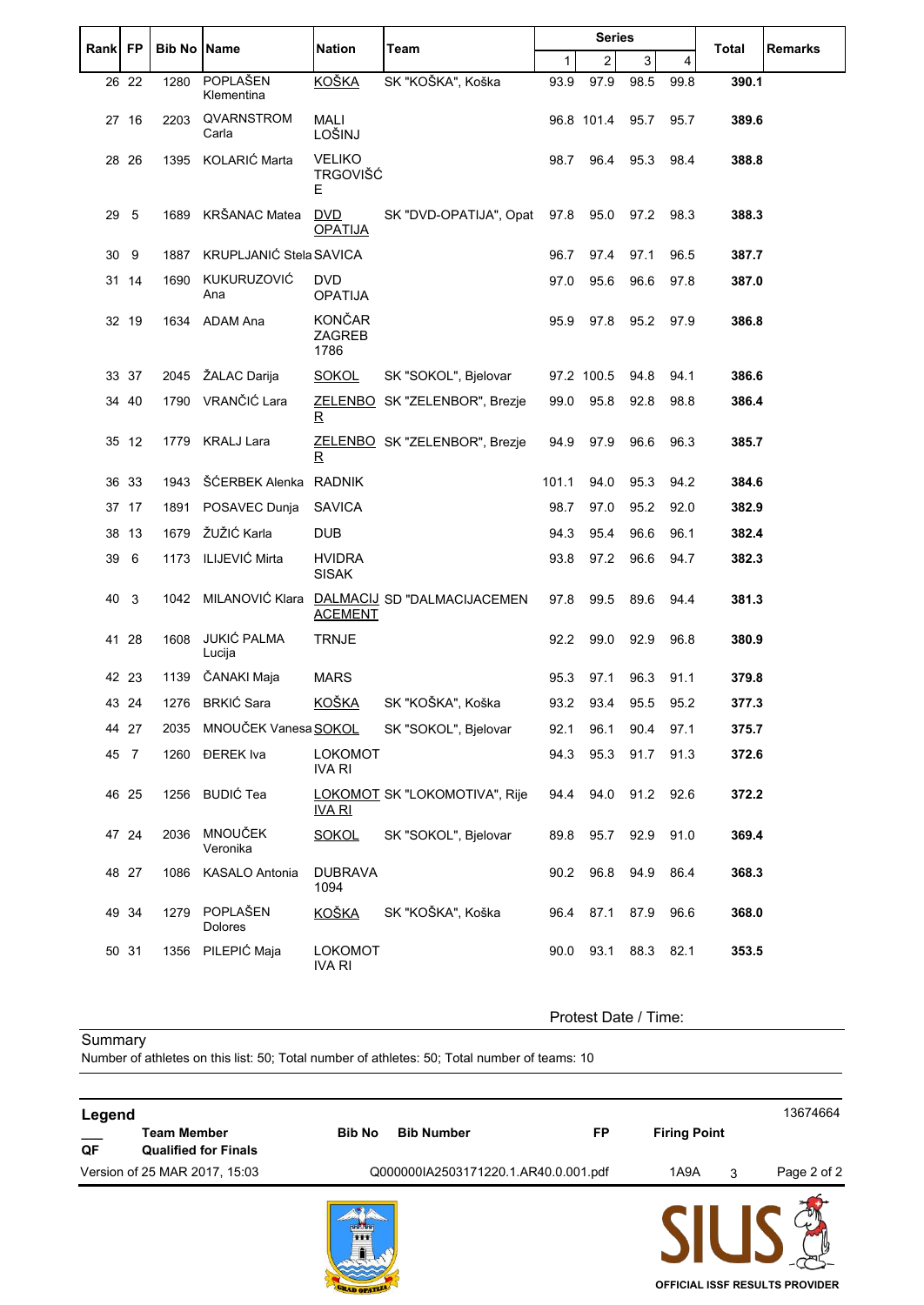| Rank | FP | Bib No | Name | Nation | Team | Series | | | | Total | Remarks |
|---|---|---|---|---|---|---|---|---|---|---|---|
| | | | | | | 1 | 2 | 3 | 4 | | |
| 26 | 22 | 1280 | POPLAŠEN Klementina | KOŠKA | SK "KOŠKA", Koška | 93.9 | 97.9 | 98.5 | 99.8 | **390.1** | |
| 27 | 16 | 2203 | QVARNSTROM Carla | MALI LOŠINJ | | 96.8 | 101.4 | 95.7 | 95.7 | **389.6** | |
| 28 | 26 | 1395 | KOLARIĆ Marta | VELIKO TRGOVIŠĆE | | 98.7 | 96.4 | 95.3 | 98.4 | **388.8** | |
| 29 | 5 | 1689 | KRŠANAC Matea | DVD OPATIJA | SK "DVD-OPATIJA", Opat | 97.8 | 95.0 | 97.2 | 98.3 | **388.3** | |
| 30 | 9 | 1887 | KRUPLJANIĆ Stela | SAVICA | | 96.7 | 97.4 | 97.1 | 96.5 | **387.7** | |
| 31 | 14 | 1690 | KUKURUZOVIĆ Ana | DVD OPATIJA | | 97.0 | 95.6 | 96.6 | 97.8 | **387.0** | |
| 32 | 19 | 1634 | ADAM Ana | KONČAR ZAGREB 1786 | | 95.9 | 97.8 | 95.2 | 97.9 | **386.8** | |
| 33 | 37 | 2045 | ŽALAC Darija | SOKOL | SK "SOKOL", Bjelovar | 97.2 | 100.5 | 94.8 | 94.1 | **386.6** | |
| 34 | 40 | 1790 | VRANČIĆ Lara | ZELENBOR | SK "ZELENBOR", Brezje | 99.0 | 95.8 | 92.8 | 98.8 | **386.4** | |
| 35 | 12 | 1779 | KRALJ Lara | ZELENBOR | SK "ZELENBOR", Brezje | 94.9 | 97.9 | 96.6 | 96.3 | **385.7** | |
| 36 | 33 | 1943 | ŠĆERBEK Alenka | RADNIK | | 101.1 | 94.0 | 95.3 | 94.2 | **384.6** | |
| 37 | 17 | 1891 | POSAVEC Dunja | SAVICA | | 98.7 | 97.0 | 95.2 | 92.0 | **382.9** | |
| 38 | 13 | 1679 | ŽUŽIĆ Karla | DUB | | 94.3 | 95.4 | 96.6 | 96.1 | **382.4** | |
| 39 | 6 | 1173 | ILIJEVIĆ Mirta | HVIDRA SISAK | | 93.8 | 97.2 | 96.6 | 94.7 | **382.3** | |
| 40 | 3 | 1042 | MILANOVIĆ Klara | DALMACIJACEMENT | SD "DALMACIJACEMEN | 97.8 | 99.5 | 89.6 | 94.4 | **381.3** | |
| 41 | 28 | 1608 | JUKIĆ PALMA Lucija | TRNJE | | 92.2 | 99.0 | 92.9 | 96.8 | **380.9** | |
| 42 | 23 | 1139 | ČANAKI Maja | MARS | | 95.3 | 97.1 | 96.3 | 91.1 | **379.8** | |
| 43 | 24 | 1276 | BRKIĆ Sara | KOŠKA | SK "KOŠKA", Koška | 93.2 | 93.4 | 95.5 | 95.2 | **377.3** | |
| 44 | 27 | 2035 | MNOUČEK Vanesa | SOKOL | SK "SOKOL", Bjelovar | 92.1 | 96.1 | 90.4 | 97.1 | **375.7** | |
| 45 | 7 | 1260 | ĐEREK Iva | LOKOMOTIVA RI | | 94.3 | 95.3 | 91.7 | 91.3 | **372.6** | |
| 46 | 25 | 1256 | BUDIĆ Tea | LOKOMOTIVA RI | SK "LOKOMOTIVA", Rije | 94.4 | 94.0 | 91.2 | 92.6 | **372.2** | |
| 47 | 24 | 2036 | MNOUČEK Veronika | SOKOL | SK "SOKOL", Bjelovar | 89.8 | 95.7 | 92.9 | 91.0 | **369.4** | |
| 48 | 27 | 1086 | KASALO Antonia | DUBRAVA 1094 | | 90.2 | 96.8 | 94.9 | 86.4 | **368.3** | |
| 49 | 34 | 1279 | POPLAŠEN Dolores | KOŠKA | SK "KOŠKA", Koška | 96.4 | 87.1 | 87.9 | 96.6 | **368.0** | |
| 50 | 31 | 1356 | PILEPIĆ Maja | LOKOMOTIVA RI | | 90.0 | 93.1 | 88.3 | 82.1 | **353.5** | |

Protest Date / Time:

Summary

Number of athletes on this list: 50; Total number of athletes: 50; Total number of teams: 10

**Legend**

| | | | | | |
|---|---|---|---|---|---|
| ___ | **Team Member** | **Bib No** | **Bib Number** | **FP** | **Firing Point** |
| **QF** | **Qualified for Finals** | | | | |

13674664

Version of 25 MAR 2017, 15:03 Q000000IA2503171220.1.AR40.0.001.pdf 1A9A 3

OFFICIAL ISSF RESULTS PROVIDER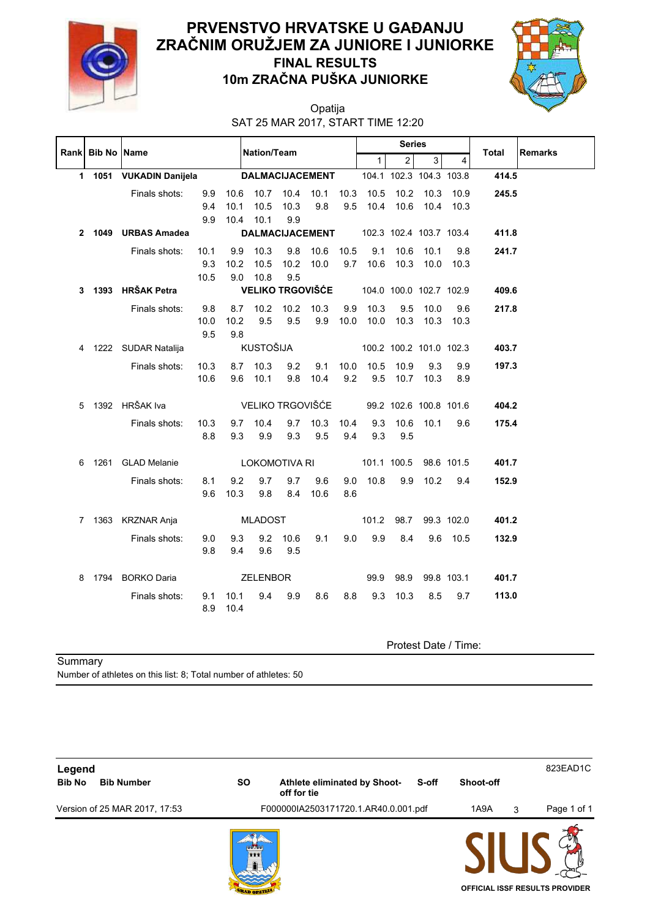# PRVENSTVO HRVATSKE U GAĐANJU ZRAČNIM ORUŽJEM ZA JUNIORE I JUNIORKE

## FINAL RESULTS

## 10m ZRAČNA PUŠKA JUNIORKE

Opatija

SAT 25 MAR 2017, START TIME 12:20

| Rank | Bib No | Name | Nation/Team | Series 1 | 2 | 3 | 4 | Total | Remarks |
|---|---|---|---|---|---|---|---|---|---|
| **1** | **1051** | **VUKADIN Danijela** | **DALMACIJACEMENT** | 104.1 | 102.3 | 104.3 | 103.8 | **414.5** | |
| | | Finals shots: 9.9 10.6 10.7 10.4 10.1 10.3 10.5 10.2 10.3 10.9 9.4 10.1 10.5 10.3 9.8 9.5 10.4 10.6 10.4 10.3 9.9 10.4 10.1 9.9 | | | | | | **245.5** | |
| **2** | **1049** | **URBAS Amadea** | **DALMACIJACEMENT** | 102.3 | 102.4 | 103.7 | 103.4 | **411.8** | |
| | | Finals shots: 10.1 9.9 10.3 9.8 10.6 10.5 9.1 10.6 10.1 9.8 9.3 10.2 10.5 10.2 10.0 9.7 10.6 10.3 10.0 10.3 10.5 9.0 10.8 9.5 | | | | | | **241.7** | |
| **3** | **1393** | **HRŠAK Petra** | **VELIKO TRGOVIŠĆE** | 104.0 | 100.0 | 102.7 | 102.9 | **409.6** | |
| | | Finals shots: 9.8 8.7 10.2 10.2 10.3 9.9 10.3 9.5 10.0 9.6 10.0 10.2 9.5 9.5 9.9 10.0 10.0 10.3 10.3 10.3 9.5 9.8 | | | | | | **217.8** | |
| 4 | 1222 | SUDAR Natalija | KUSTOŠIJA | 100.2 | 100.2 | 101.0 | 102.3 | **403.7** | |
| | | Finals shots: 10.3 8.7 10.3 9.2 9.1 10.0 10.5 10.9 9.3 9.9 10.6 9.6 10.1 9.8 10.4 9.2 9.5 10.7 10.3 8.9 | | | | | | **197.3** | |
| 5 | 1392 | HRŠAK Iva | VELIKO TRGOVIŠĆE | 99.2 | 102.6 | 100.8 | 101.6 | **404.2** | |
| | | Finals shots: 10.3 9.7 10.4 9.7 10.3 10.4 9.3 10.6 10.1 9.6 8.8 9.3 9.9 9.3 9.5 9.4 9.3 9.5 | | | | | | **175.4** | |
| 6 | 1261 | GLAD Melanie | LOKOMOTIVA RI | 101.1 | 100.5 | 98.6 | 101.5 | **401.7** | |
| | | Finals shots: 8.1 9.2 9.7 9.7 9.6 9.0 10.8 9.9 10.2 9.4 9.6 10.3 9.8 8.4 10.6 8.6 | | | | | | **152.9** | |
| 7 | 1363 | KRZNAR Anja | MLADOST | 101.2 | 98.7 | 99.3 | 102.0 | **401.2** | |
| | | Finals shots: 9.0 9.3 9.2 10.6 9.1 9.0 9.9 8.4 9.6 10.5 9.8 9.4 9.6 9.5 | | | | | | **132.9** | |
| 8 | 1794 | BORKO Daria | ZELENBOR | 99.9 | 98.9 | 99.8 | 103.1 | **401.7** | |
| | | Finals shots: 9.1 10.1 9.4 9.9 8.6 8.8 9.3 10.3 8.5 9.7 8.9 10.4 | | | | | | **113.0** | |

Protest Date / Time:

Summary

Number of athletes on this list: 8; Total number of athletes: 50

**Legend**

| | | | | | |
|---|---|---|---|---|---|
| **Bib No** | **Bib Number** | **SO** | **Athlete eliminated by Shoot-off for tie** | **S-off** | **Shoot-off** |

823EAD1C

Version of 25 MAR 2017, 17:53 F000000IA2503171720.1.AR40.0.001.pdf 1A9A 3

OFFICIAL ISSF RESULTS PROVIDER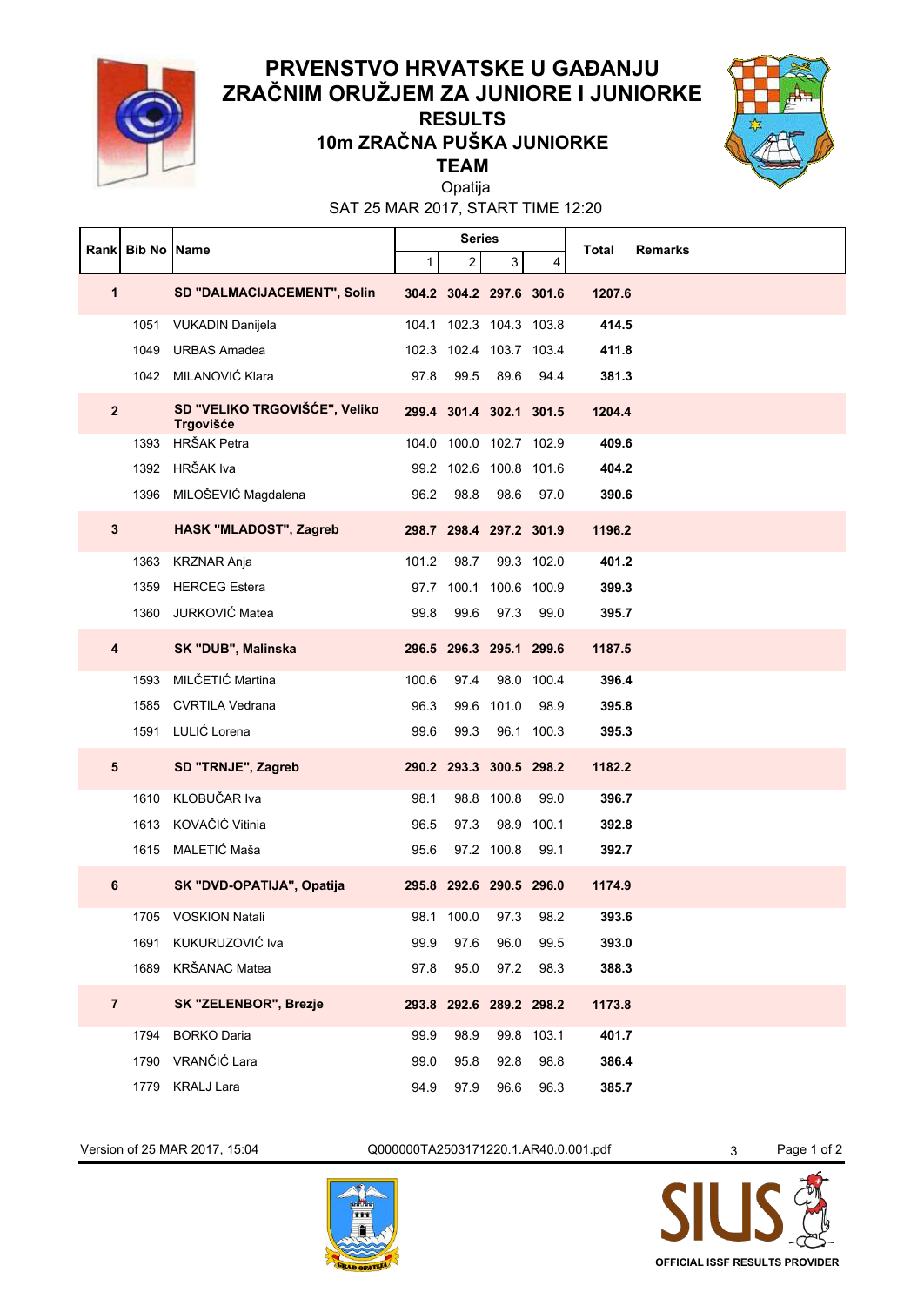# PRVENSTVO HRVATSKE U GAĐANJU ZRAČNIM ORUŽJEM ZA JUNIORE I JUNIORKE

## RESULTS

## 10m ZRAČNA PUŠKA JUNIORKE

## TEAM

Opatija

SAT 25 MAR 2017, START TIME 12:20

| Rank | Bib No | Name | Series | | | | Total | Remarks |
|---|---|---|---|---|---|---|---|---|
| | | | 1 | 2 | 3 | 4 | | |
| **1** | | **SD "DALMACIJACEMENT", Solin** | **304.2** | **304.2** | **297.6** | **301.6** | **1207.6** | |
| | 1051 | VUKADIN Danijela | 104.1 | 102.3 | 104.3 | 103.8 | **414.5** | |
| | 1049 | URBAS Amadea | 102.3 | 102.4 | 103.7 | 103.4 | **411.8** | |
| | 1042 | MILANOVIĆ Klara | 97.8 | 99.5 | 89.6 | 94.4 | **381.3** | |
| **2** | | **SD "VELIKO TRGOVIŠĆE", Veliko Trgovišće** | **299.4** | **301.4** | **302.1** | **301.5** | **1204.4** | |
| | 1393 | HRŠAK Petra | 104.0 | 100.0 | 102.7 | 102.9 | **409.6** | |
| | 1392 | HRŠAK Iva | 99.2 | 102.6 | 100.8 | 101.6 | **404.2** | |
| | 1396 | MILOŠEVIĆ Magdalena | 96.2 | 98.8 | 98.6 | 97.0 | **390.6** | |
| **3** | | **HASK "MLADOST", Zagreb** | **298.7** | **298.4** | **297.2** | **301.9** | **1196.2** | |
| | 1363 | KRZNAR Anja | 101.2 | 98.7 | 99.3 | 102.0 | **401.2** | |
| | 1359 | HERCEG Estera | 97.7 | 100.1 | 100.6 | 100.9 | **399.3** | |
| | 1360 | JURKOVIĆ Matea | 99.8 | 99.6 | 97.3 | 99.0 | **395.7** | |
| **4** | | **SK "DUB", Malinska** | **296.5** | **296.3** | **295.1** | **299.6** | **1187.5** | |
| | 1593 | MILČETIĆ Martina | 100.6 | 97.4 | 98.0 | 100.4 | **396.4** | |
| | 1585 | CVRTILA Vedrana | 96.3 | 99.6 | 101.0 | 98.9 | **395.8** | |
| | 1591 | LULIĆ Lorena | 99.6 | 99.3 | 96.1 | 100.3 | **395.3** | |
| **5** | | **SD "TRNJE", Zagreb** | **290.2** | **293.3** | **300.5** | **298.2** | **1182.2** | |
| | 1610 | KLOBUČAR Iva | 98.1 | 98.8 | 100.8 | 99.0 | **396.7** | |
| | 1613 | KOVAČIĆ Vitinia | 96.5 | 97.3 | 98.9 | 100.1 | **392.8** | |
| | 1615 | MALETIĆ Maša | 95.6 | 97.2 | 100.8 | 99.1 | **392.7** | |
| **6** | | **SK "DVD-OPATIJA", Opatija** | **295.8** | **292.6** | **290.5** | **296.0** | **1174.9** | |
| | 1705 | VOSKION Natali | 98.1 | 100.0 | 97.3 | 98.2 | **393.6** | |
| | 1691 | KUKURUZOVIĆ Iva | 99.9 | 97.6 | 96.0 | 99.5 | **393.0** | |
| | 1689 | KRŠANAC Matea | 97.8 | 95.0 | 97.2 | 98.3 | **388.3** | |
| **7** | | **SK "ZELENBOR", Brezje** | **293.8** | **292.6** | **289.2** | **298.2** | **1173.8** | |
| | 1794 | BORKO Daria | 99.9 | 98.9 | 99.8 | 103.1 | **401.7** | |
| | 1790 | VRANČIĆ Lara | 99.0 | 95.8 | 92.8 | 98.8 | **386.4** | |
| | 1779 | KRALJ Lara | 94.9 | 97.9 | 96.6 | 96.3 | **385.7** | |

Version of 25 MAR 2017, 15:04 Q000000TA2503171220.1.AR40.0.001.pdf 3

OFFICIAL ISSF RESULTS PROVIDER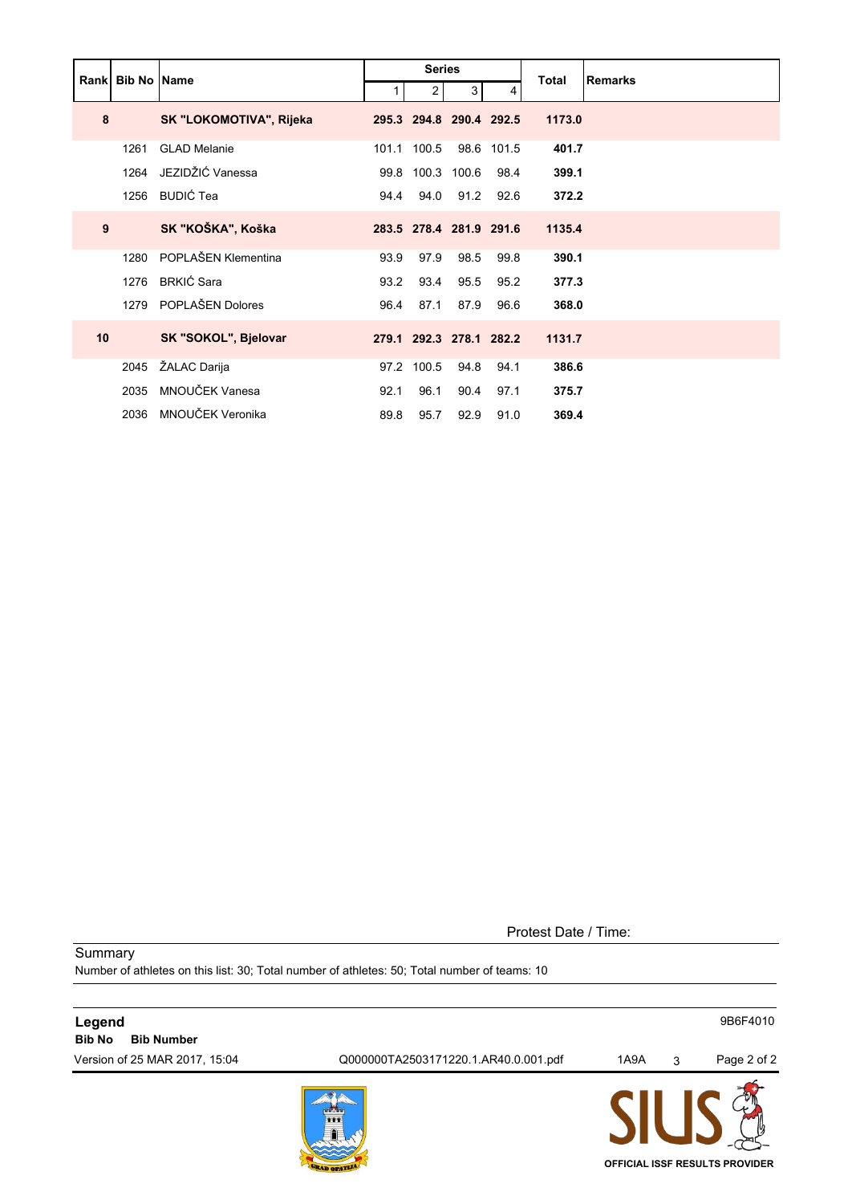| Rank | Bib No | Name | Series | | | | Total | Remarks |
|---|---|---|---|---|---|---|---|---|
| | | | 1 | 2 | 3 | 4 | | |
| **8** | | **SK "LOKOMOTIVA", Rijeka** | **295.3** | **294.8** | **290.4** | **292.5** | **1173.0** | |
| | 1261 | GLAD Melanie | 101.1 | 100.5 | 98.6 | 101.5 | **401.7** | |
| | 1264 | JEZIDŽIĆ Vanessa | 99.8 | 100.3 | 100.6 | 98.4 | **399.1** | |
| | 1256 | BUDIĆ Tea | 94.4 | 94.0 | 91.2 | 92.6 | **372.2** | |
| **9** | | **SK "KOŠKA", Koška** | **283.5** | **278.4** | **281.9** | **291.6** | **1135.4** | |
| | 1280 | POPLAŠEN Klementina | 93.9 | 97.9 | 98.5 | 99.8 | **390.1** | |
| | 1276 | BRKIĆ Sara | 93.2 | 93.4 | 95.5 | 95.2 | **377.3** | |
| | 1279 | POPLAŠEN Dolores | 96.4 | 87.1 | 87.9 | 96.6 | **368.0** | |
| **10** | | **SK "SOKOL", Bjelovar** | **279.1** | **292.3** | **278.1** | **282.2** | **1131.7** | |
| | 2045 | ŽALAC Darija | 97.2 | 100.5 | 94.8 | 94.1 | **386.6** | |
| | 2035 | MNOUČEK Vanesa | 92.1 | 96.1 | 90.4 | 97.1 | **375.7** | |
| | 2036 | MNOUČEK Veronika | 89.8 | 95.7 | 92.9 | 91.0 | **369.4** | |

Protest Date / Time:

Summary

Number of athletes on this list: 30; Total number of athletes: 50; Total number of teams: 10

**Legend**

**Bib No** **Bib Number**

9B6F4010

Version of 25 MAR 2017, 15:04 Q000000TA2503171220.1.AR40.0.001.pdf 1A9A 3

OFFICIAL ISSF RESULTS PROVIDER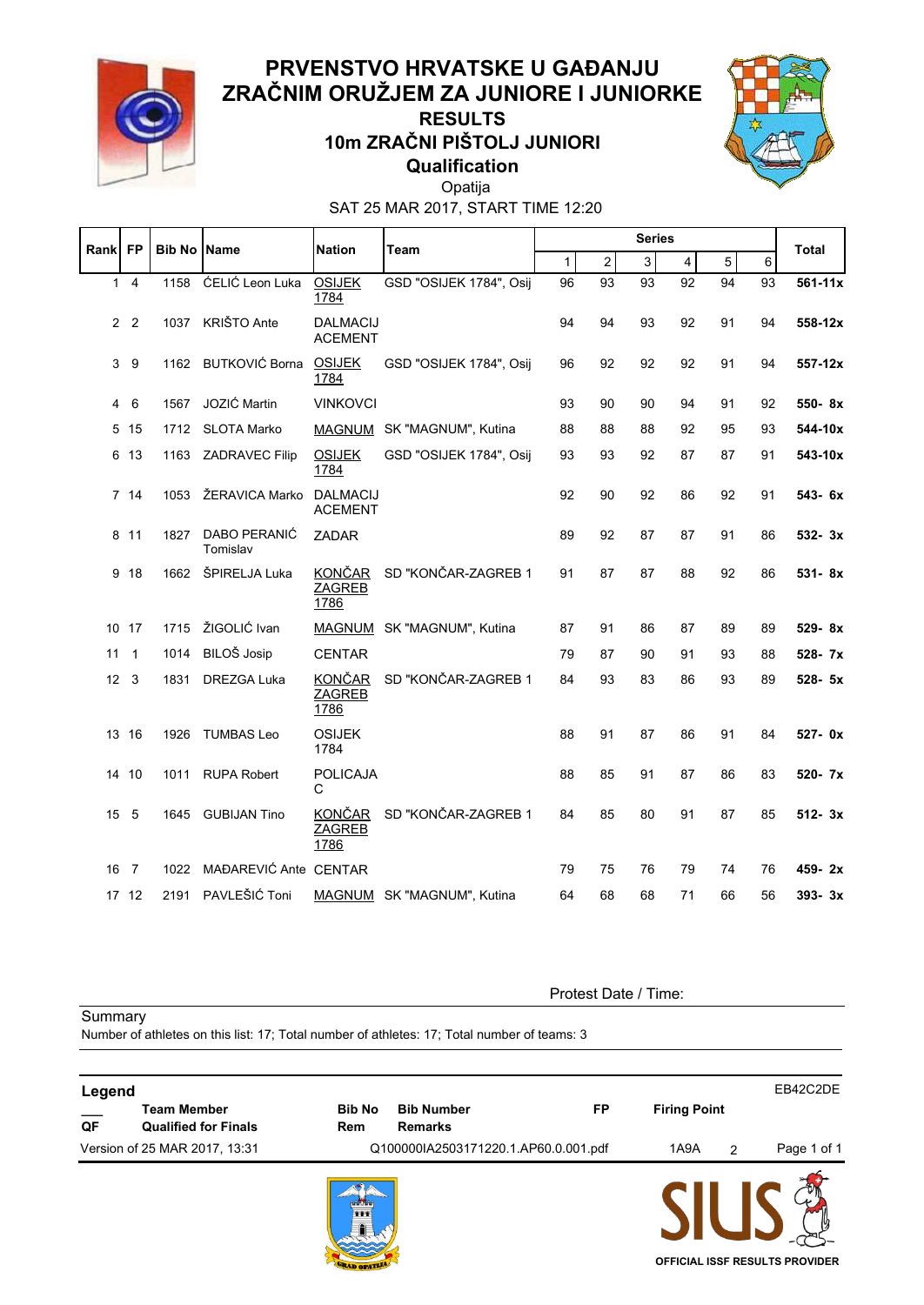# PRVENSTVO HRVATSKE U GAĐANJU ZRAČNIM ORUŽJEM ZA JUNIORE I JUNIORKE

## RESULTS

## 10m ZRAČNI PIŠTOLJ JUNIORI

### Qualification

Opatija

SAT 25 MAR 2017, START TIME 12:20

| Rank | FP | Bib No | Name | Nation | Team | Series 1 | 2 | 3 | 4 | 5 | 6 | Total |
|---|---|---|---|---|---|---|---|---|---|---|---|---|
| 1 | 4 | 1158 | ĆELIĆ Leon Luka | OSIJEK 1784 | GSD "OSIJEK 1784", Osij | 96 | 93 | 93 | 92 | 94 | 93 | **561-11x** |
| 2 | 2 | 1037 | KRIŠTO Ante | DALMACIJ ACEMENT | | 94 | 94 | 93 | 92 | 91 | 94 | **558-12x** |
| 3 | 9 | 1162 | BUTKOVIĆ Borna | OSIJEK 1784 | GSD "OSIJEK 1784", Osij | 96 | 92 | 92 | 92 | 91 | 94 | **557-12x** |
| 4 | 6 | 1567 | JOZIĆ Martin | VINKOVCI | | 93 | 90 | 90 | 94 | 91 | 92 | **550- 8x** |
| 5 | 15 | 1712 | SLOTA Marko | MAGNUM | SK "MAGNUM", Kutina | 88 | 88 | 88 | 92 | 95 | 93 | **544-10x** |
| 6 | 13 | 1163 | ZADRAVEC Filip | OSIJEK 1784 | GSD "OSIJEK 1784", Osij | 93 | 93 | 92 | 87 | 87 | 91 | **543-10x** |
| 7 | 14 | 1053 | ŽERAVICA Marko | DALMACIJ ACEMENT | | 92 | 90 | 92 | 86 | 92 | 91 | **543- 6x** |
| 8 | 11 | 1827 | DABO PERANIĆ Tomislav | ZADAR | | 89 | 92 | 87 | 87 | 91 | 86 | **532- 3x** |
| 9 | 18 | 1662 | ŠPIRELJA Luka | KONČAR ZAGREB 1786 | SD "KONČAR-ZAGREB 1 | 91 | 87 | 87 | 88 | 92 | 86 | **531- 8x** |
| 10 | 17 | 1715 | ŽIGOLIĆ Ivan | MAGNUM | SK "MAGNUM", Kutina | 87 | 91 | 86 | 87 | 89 | 89 | **529- 8x** |
| 11 | 1 | 1014 | BILOŠ Josip | CENTAR | | 79 | 87 | 90 | 91 | 93 | 88 | **528- 7x** |
| 12 | 3 | 1831 | DREZGA Luka | KONČAR ZAGREB 1786 | SD "KONČAR-ZAGREB 1 | 84 | 93 | 83 | 86 | 93 | 89 | **528- 5x** |
| 13 | 16 | 1926 | TUMBAS Leo | OSIJEK 1784 | | 88 | 91 | 87 | 86 | 91 | 84 | **527- 0x** |
| 14 | 10 | 1011 | RUPA Robert | POLICAJA C | | 88 | 85 | 91 | 87 | 86 | 83 | **520- 7x** |
| 15 | 5 | 1645 | GUBIJAN Tino | KONČAR ZAGREB 1786 | SD "KONČAR-ZAGREB 1 | 84 | 85 | 80 | 91 | 87 | 85 | **512- 3x** |
| 16 | 7 | 1022 | MAĐAREVIĆ Ante | CENTAR | | 79 | 75 | 76 | 79 | 74 | 76 | **459- 2x** |
| 17 | 12 | 2191 | PAVLEŠIĆ Toni | MAGNUM | SK "MAGNUM", Kutina | 64 | 68 | 68 | 71 | 66 | 56 | **393- 3x** |

Protest Date / Time:

Summary

Number of athletes on this list: 17; Total number of athletes: 17; Total number of teams: 3

**Legend** EB42C2DE

| | | | | | |
|---|---|---|---|---|---|
| ___ | **Team Member** | **Bib No** | **Bib Number** | **FP** | **Firing Point** |
| **QF** | **Qualified for Finals** | **Rem** | **Remarks** | | |

Version of 25 MAR 2017, 13:31 Q100000IA2503171220.1.AP60.0.001.pdf 1A9A 2

OFFICIAL ISSF RESULTS PROVIDER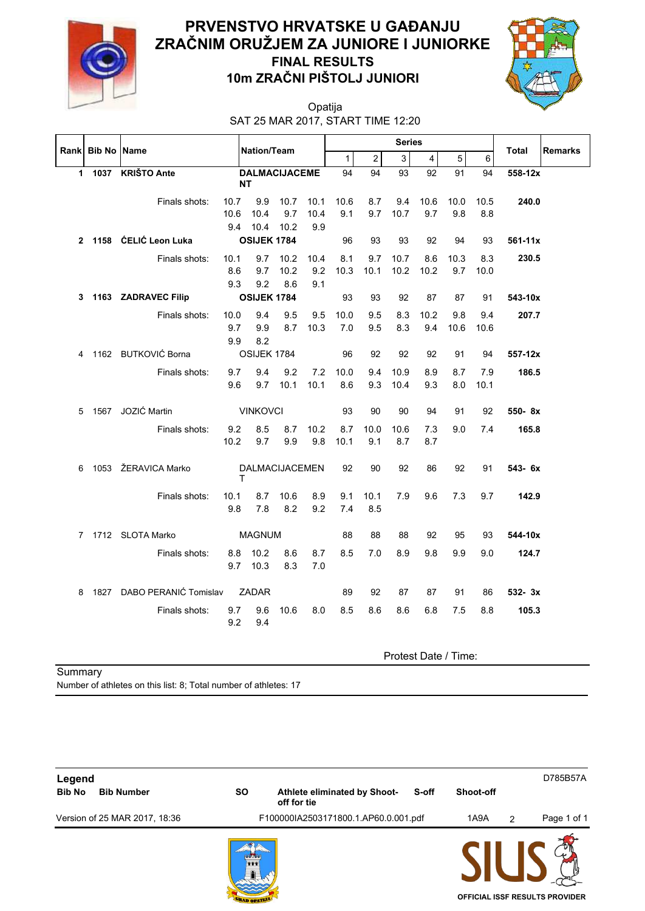# PRVENSTVO HRVATSKE U GAĐANJU ZRAČNIM ORUŽJEM ZA JUNIORE I JUNIORKE

## FINAL RESULTS

## 10m ZRAČNI PIŠTOLJ JUNIORI

Opatija

SAT 25 MAR 2017, START TIME 12:20

| Rank | Bib No | Name | Nation/Team | Series 1 | 2 | 3 | 4 | 5 | 6 | Total | Remarks |
|---|---|---|---|---|---|---|---|---|---|---|---|
| **1** | **1037** | **KRIŠTO Ante** | **DALMACIJACEMENT** | 94 | 94 | 93 | 92 | 91 | 94 | **558-12x** | |
| | | Finals shots: | 10.7 9.9 10.7 10.1 | 10.6 | 8.7 | 9.4 | 10.6 | 10.0 | 10.5 | **240.0** | |
| | | | 10.6 10.4 9.7 10.4 | 9.1 | 9.7 | 10.7 | 9.7 | 9.8 | 8.8 | | |
| | | | 9.4 10.4 10.2 9.9 | | | | | | | | |
| **2** | **1158** | **ĆELIĆ Leon Luka** | **OSIJEK 1784** | 96 | 93 | 93 | 92 | 94 | 93 | **561-11x** | |
| | | Finals shots: | 10.1 9.7 10.2 10.4 | 8.1 | 9.7 | 10.7 | 8.6 | 10.3 | 8.3 | **230.5** | |
| | | | 8.6 9.7 10.2 9.2 | 10.3 | 10.1 | 10.2 | 10.2 | 9.7 | 10.0 | | |
| | | | 9.3 9.2 8.6 9.1 | | | | | | | | |
| **3** | **1163** | **ZADRAVEC Filip** | **OSIJEK 1784** | 93 | 93 | 92 | 87 | 87 | 91 | **543-10x** | |
| | | Finals shots: | 10.0 9.4 9.5 9.5 | 10.0 | 9.5 | 8.3 | 10.2 | 9.8 | 9.4 | **207.7** | |
| | | | 9.7 9.9 8.7 10.3 | 7.0 | 9.5 | 8.3 | 9.4 | 10.6 | 10.6 | | |
| | | | 9.9 8.2 | | | | | | | | |
| 4 | 1162 | BUTKOVIĆ Borna | OSIJEK 1784 | 96 | 92 | 92 | 92 | 91 | 94 | **557-12x** | |
| | | Finals shots: | 9.7 9.4 9.2 7.2 | 10.0 | 9.4 | 10.9 | 8.9 | 8.7 | 7.9 | **186.5** | |
| | | | 9.6 9.7 10.1 10.1 | 8.6 | 9.3 | 10.4 | 9.3 | 8.0 | 10.1 | | |
| 5 | 1567 | JOZIĆ Martin | VINKOVCI | 93 | 90 | 90 | 94 | 91 | 92 | **550- 8x** | |
| | | Finals shots: | 9.2 8.5 8.7 10.2 | 8.7 | 10.0 | 10.6 | 7.3 | 9.0 | 7.4 | **165.8** | |
| | | | 10.2 9.7 9.9 9.8 | 10.1 | 9.1 | 8.7 | 8.7 | | | | |
| 6 | 1053 | ŽERAVICA Marko | DALMACIJACEMENT | 92 | 90 | 92 | 86 | 92 | 91 | **543- 6x** | |
| | | Finals shots: | 10.1 8.7 10.6 8.9 | 9.1 | 10.1 | 7.9 | 9.6 | 7.3 | 9.7 | **142.9** | |
| | | | 9.8 7.8 8.2 9.2 | 7.4 | 8.5 | | | | | | |
| 7 | 1712 | SLOTA Marko | MAGNUM | 88 | 88 | 88 | 92 | 95 | 93 | **544-10x** | |
| | | Finals shots: | 8.8 10.2 8.6 8.7 | 8.5 | 7.0 | 8.9 | 9.8 | 9.9 | 9.0 | **124.7** | |
| | | | 9.7 10.3 8.3 7.0 | | | | | | | | |
| 8 | 1827 | DABO PERANIĆ Tomislav | ZADAR | 89 | 92 | 87 | 87 | 91 | 86 | **532- 3x** | |
| | | Finals shots: | 9.7 9.6 10.6 8.0 | 8.5 | 8.6 | 8.6 | 6.8 | 7.5 | 8.8 | **105.3** | |
| | | | 9.2 9.4 | | | | | | | | |

Protest Date / Time:

Summary

Number of athletes on this list: 8; Total number of athletes: 17

**Legend**

| Bib No | Bib Number | SO | Athlete eliminated by Shoot-off for tie | S-off | Shoot-off |
|---|---|---|---|---|---|

D785B57A

Version of 25 MAR 2017, 18:36 — F100000IA2503171800.1.AP60.0.001.pdf — 1A9A — 2

OFFICIAL ISSF RESULTS PROVIDER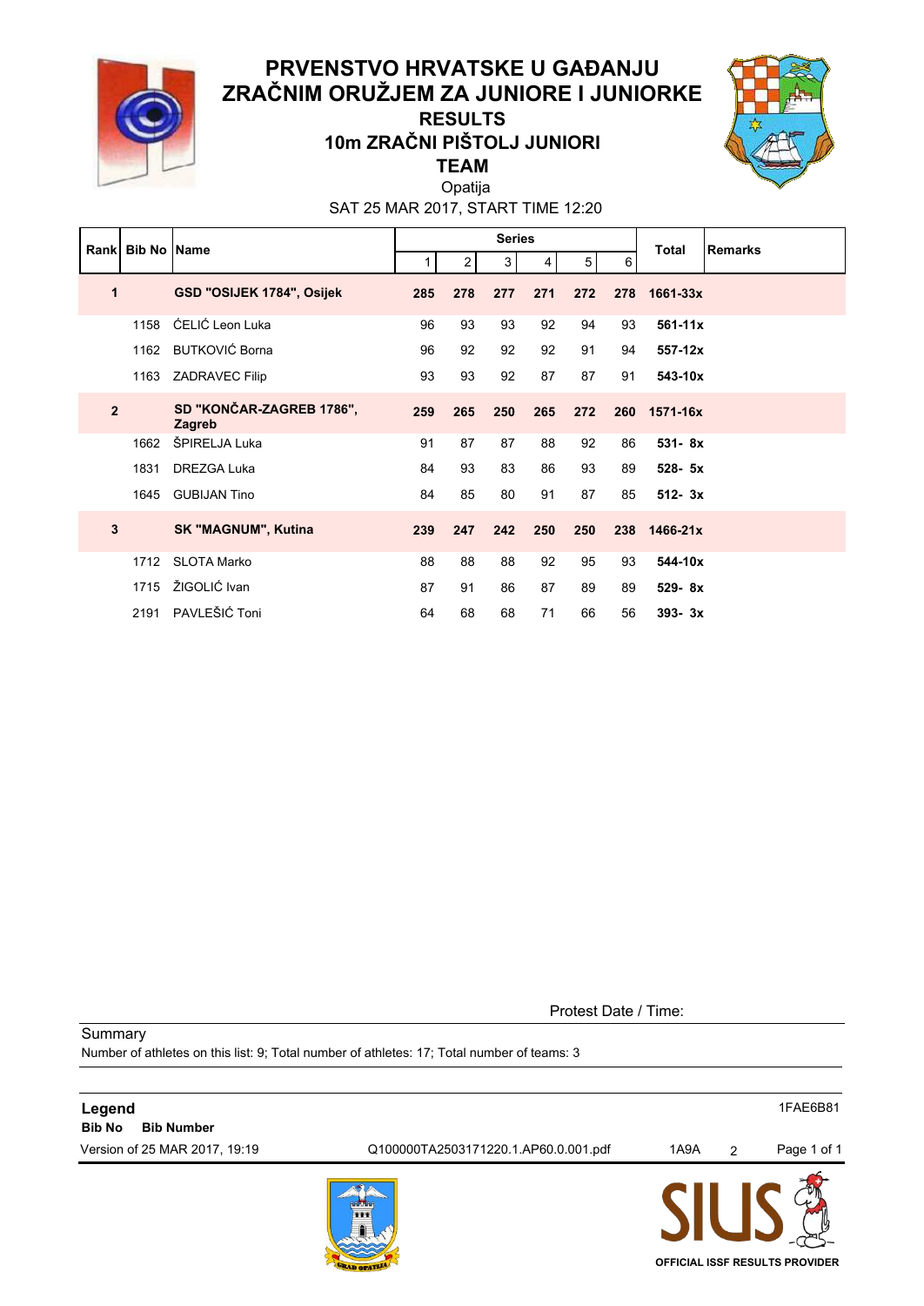# PRVENSTVO HRVATSKE U GAĐANJU ZRAČNIM ORUŽJEM ZA JUNIORE I JUNIORKE

## RESULTS

## 10m ZRAČNI PIŠTOLJ JUNIORI

## TEAM

Opatija

SAT 25 MAR 2017, START TIME 12:20

| Rank | Bib No | Name | Series 1 | 2 | 3 | 4 | 5 | 6 | Total | Remarks |
|---|---|---|---|---|---|---|---|---|---|---|
| **1** | | **GSD "OSIJEK 1784", Osijek** | **285** | **278** | **277** | **271** | **272** | **278** | **1661-33x** | |
| | 1158 | ĆELIĆ Leon Luka | 96 | 93 | 93 | 92 | 94 | 93 | **561-11x** | |
| | 1162 | BUTKOVIĆ Borna | 96 | 92 | 92 | 92 | 91 | 94 | **557-12x** | |
| | 1163 | ZADRAVEC Filip | 93 | 93 | 92 | 87 | 87 | 91 | **543-10x** | |
| **2** | | **SD "KONČAR-ZAGREB 1786", Zagreb** | **259** | **265** | **250** | **265** | **272** | **260** | **1571-16x** | |
| | 1662 | ŠPIRELJA Luka | 91 | 87 | 87 | 88 | 92 | 86 | **531- 8x** | |
| | 1831 | DREZGA Luka | 84 | 93 | 83 | 86 | 93 | 89 | **528- 5x** | |
| | 1645 | GUBIJAN Tino | 84 | 85 | 80 | 91 | 87 | 85 | **512- 3x** | |
| **3** | | **SK "MAGNUM", Kutina** | **239** | **247** | **242** | **250** | **250** | **238** | **1466-21x** | |
| | 1712 | SLOTA Marko | 88 | 88 | 88 | 92 | 95 | 93 | **544-10x** | |
| | 1715 | ŽIGOLIĆ Ivan | 87 | 91 | 86 | 87 | 89 | 89 | **529- 8x** | |
| | 2191 | PAVLEŠIĆ Toni | 64 | 68 | 68 | 71 | 66 | 56 | **393- 3x** | |

Protest Date / Time:

Summary

Number of athletes on this list: 9; Total number of athletes: 17; Total number of teams: 3

**Legend**

**Bib No** **Bib Number**

1FAE6B81

Version of 25 MAR 2017, 19:19 Q100000TA2503171220.1.AP60.0.001.pdf 1A9A 2

OFFICIAL ISSF RESULTS PROVIDER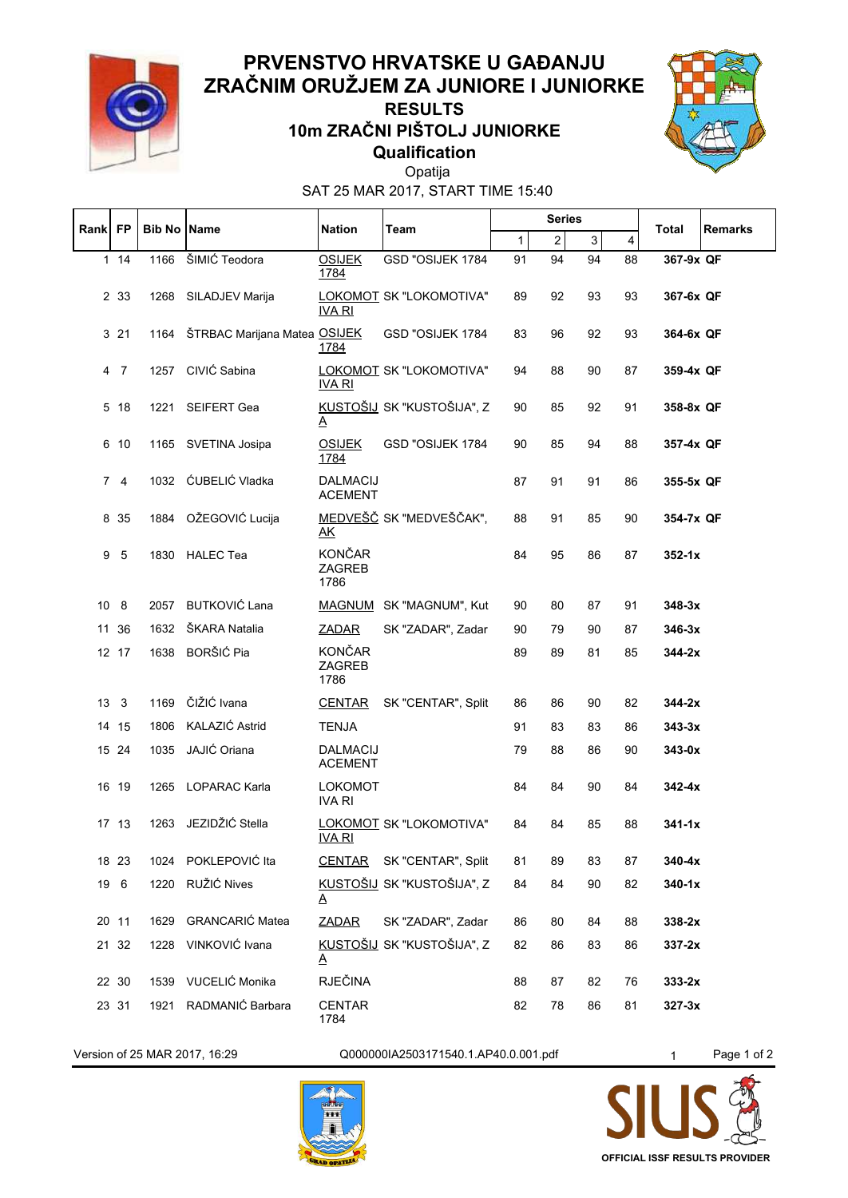# PRVENSTVO HRVATSKE U GAĐANJU ZRAČNIM ORUŽJEM ZA JUNIORE I JUNIORKE

## RESULTS

## 10m ZRAČNI PIŠTOLJ JUNIORKE

## Qualification

Opatija

SAT 25 MAR 2017, START TIME 15:40

| Rank | FP | Bib No | Name | Nation | Team | Series 1 | 2 | 3 | 4 | Total | Remarks |
|---|---|---|---|---|---|---|---|---|---|---|---|
| 1 | 14 | 1166 | ŠIMIĆ Teodora | OSIJEK 1784 | GSD "OSIJEK 1784 | 91 | 94 | 94 | 88 | **367-9x** | **QF** |
| 2 | 33 | 1268 | SILADJEV Marija | LOKOMOTIVA RI | SK "LOKOMOTIVA" | 89 | 92 | 93 | 93 | **367-6x** | **QF** |
| 3 | 21 | 1164 | ŠTRBAC Marijana Matea | OSIJEK 1784 | GSD "OSIJEK 1784 | 83 | 96 | 92 | 93 | **364-6x** | **QF** |
| 4 | 7 | 1257 | CIVIĆ Sabina | LOKOMOTIVA RI | SK "LOKOMOTIVA" | 94 | 88 | 90 | 87 | **359-4x** | **QF** |
| 5 | 18 | 1221 | SEIFERT Gea | KUSTOŠIJA | SK "KUSTOŠIJA", Z | 90 | 85 | 92 | 91 | **358-8x** | **QF** |
| 6 | 10 | 1165 | SVETINA Josipa | OSIJEK 1784 | GSD "OSIJEK 1784 | 90 | 85 | 94 | 88 | **357-4x** | **QF** |
| 7 | 4 | 1032 | ĆUBELIĆ Vladka | DALMACIJACEMENT | | 87 | 91 | 91 | 86 | **355-5x** | **QF** |
| 8 | 35 | 1884 | OŽEGOVIĆ Lucija | MEDVEŠČAK | SK "MEDVEŠČAK", | 88 | 91 | 85 | 90 | **354-7x** | **QF** |
| 9 | 5 | 1830 | HALEC Tea | KONČAR ZAGREB 1786 | | 84 | 95 | 86 | 87 | **352-1x** | |
| 10 | 8 | 2057 | BUTKOVIĆ Lana | MAGNUM | SK "MAGNUM", Kut | 90 | 80 | 87 | 91 | **348-3x** | |
| 11 | 36 | 1632 | ŠKARA Natalia | ZADAR | SK "ZADAR", Zadar | 90 | 79 | 90 | 87 | **346-3x** | |
| 12 | 17 | 1638 | BORŠIĆ Pia | KONČAR ZAGREB 1786 | | 89 | 89 | 81 | 85 | **344-2x** | |
| 13 | 3 | 1169 | ČIŽIĆ Ivana | CENTAR | SK "CENTAR", Split | 86 | 86 | 90 | 82 | **344-2x** | |
| 14 | 15 | 1806 | KALAZIĆ Astrid | TENJA | | 91 | 83 | 83 | 86 | **343-3x** | |
| 15 | 24 | 1035 | JAJIĆ Oriana | DALMACIJACEMENT | | 79 | 88 | 86 | 90 | **343-0x** | |
| 16 | 19 | 1265 | LOPARAC Karla | LOKOMOTIVA RI | | 84 | 84 | 90 | 84 | **342-4x** | |
| 17 | 13 | 1263 | JEZIDŽIĆ Stella | LOKOMOTIVA RI | SK "LOKOMOTIVA" | 84 | 84 | 85 | 88 | **341-1x** | |
| 18 | 23 | 1024 | POKLEPOVIĆ Ita | CENTAR | SK "CENTAR", Split | 81 | 89 | 83 | 87 | **340-4x** | |
| 19 | 6 | 1220 | RUŽIĆ Nives | KUSTOŠIJA | SK "KUSTOŠIJA", Z | 84 | 84 | 90 | 82 | **340-1x** | |
| 20 | 11 | 1629 | GRANCARIĆ Matea | ZADAR | SK "ZADAR", Zadar | 86 | 80 | 84 | 88 | **338-2x** | |
| 21 | 32 | 1228 | VINKOVIĆ Ivana | KUSTOŠIJA | SK "KUSTOŠIJA", Z | 82 | 86 | 83 | 86 | **337-2x** | |
| 22 | 30 | 1539 | VUCELIĆ Monika | RJEČINA | | 88 | 87 | 82 | 76 | **333-2x** | |
| 23 | 31 | 1921 | RADMANIĆ Barbara | CENTAR 1784 | | 82 | 78 | 86 | 81 | **327-3x** | |

Version of 25 MAR 2017, 16:29 Q000000IA2503171540.1.AP40.0.001.pdf 1

OFFICIAL ISSF RESULTS PROVIDER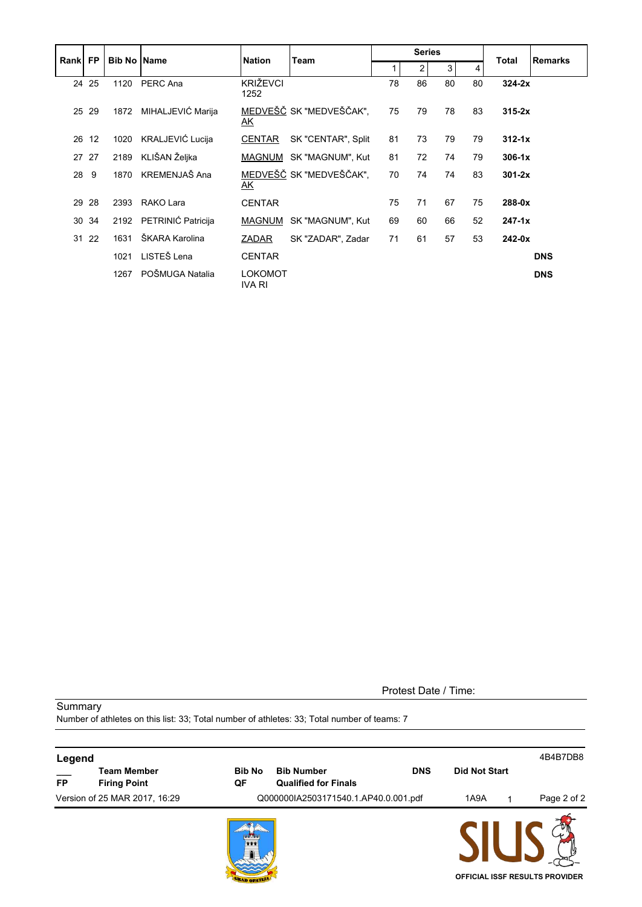| Rank | FP | Bib No | Name | Nation | Team | Series | | | | Total | Remarks |
|---|---|---|---|---|---|---|---|---|---|---|---|
| | | | | | | 1 | 2 | 3 | 4 | | |
| 24 | 25 | 1120 | PERC Ana | KRIŽEVCI 1252 | | 78 | 86 | 80 | 80 | **324-2x** | |
| 25 | 29 | 1872 | MIHALJEVIĆ Marija | MEDVEŠČAK | SK "MEDVEŠČAK", | 75 | 79 | 78 | 83 | **315-2x** | |
| 26 | 12 | 1020 | KRALJEVIĆ Lucija | CENTAR | SK "CENTAR", Split | 81 | 73 | 79 | 79 | **312-1x** | |
| 27 | 27 | 2189 | KLIŠAN Željka | MAGNUM | SK "MAGNUM", Kut | 81 | 72 | 74 | 79 | **306-1x** | |
| 28 | 9 | 1870 | KREMENJAŠ Ana | MEDVEŠČAK | SK "MEDVEŠČAK", | 70 | 74 | 74 | 83 | **301-2x** | |
| 29 | 28 | 2393 | RAKO Lara | CENTAR | | 75 | 71 | 67 | 75 | **288-0x** | |
| 30 | 34 | 2192 | PETRINIĆ Patricija | MAGNUM | SK "MAGNUM", Kut | 69 | 60 | 66 | 52 | **247-1x** | |
| 31 | 22 | 1631 | ŠKARA Karolina | ZADAR | SK "ZADAR", Zadar | 71 | 61 | 57 | 53 | **242-0x** | |
| | | 1021 | LISTEŠ Lena | CENTAR | | | | | | | **DNS** |
| | | 1267 | POŠMUGA Natalia | LOKOMOTIVA RI | | | | | | | **DNS** |

Protest Date / Time:

Summary

Number of athletes on this list: 33; Total number of athletes: 33; Total number of teams: 7

**Legend**

4B4B7DB8

| | | | | | |
|---|---|---|---|---|---|
| ___ | **Team Member** | **Bib No** | **Bib Number** | **DNS** | **Did Not Start** |
| **FP** | **Firing Point** | **QF** | **Qualified for Finals** | | |

Version of 25 MAR 2017, 16:29 Q000000IA2503171540.1.AP40.0.001.pdf 1A9A 1

OFFICIAL ISSF RESULTS PROVIDER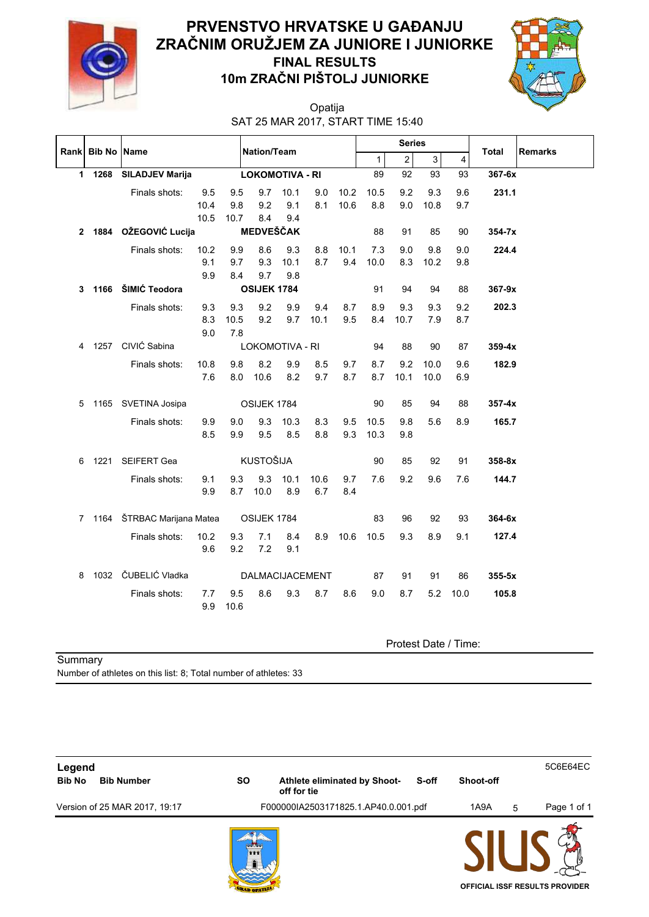# PRVENSTVO HRVATSKE U GAĐANJU ZRAČNIM ORUŽJEM ZA JUNIORE I JUNIORKE

## FINAL RESULTS

## 10m ZRAČNI PIŠTOLJ JUNIORKE

Opatija

SAT 25 MAR 2017, START TIME 15:40

| Rank | Bib No | Name | Nation/Team | Series 1 | Series 2 | Series 3 | Series 4 | Total | Remarks |
|---|---|---|---|---|---|---|---|---|---|
| **1** | **1268** | **SILADJEV Marija** | **LOKOMOTIVA - RI** | 89 | 92 | 93 | 93 | **367-6x** | |
| | | Finals shots: 9.5 9.5 9.7 10.1 9.0 10.2 10.5 9.2 9.3 9.6 / 10.4 9.8 9.2 9.1 8.1 10.6 8.8 9.0 10.8 9.7 / 10.5 10.7 8.4 9.4 | | | | | | **231.1** | |
| **2** | **1884** | **OŽEGOVIĆ Lucija** | **MEDVEŠČAK** | 88 | 91 | 85 | 90 | **354-7x** | |
| | | Finals shots: 10.2 9.9 8.6 9.3 8.8 10.1 7.3 9.0 9.8 9.0 / 9.1 9.7 9.3 10.1 8.7 9.4 10.0 8.3 10.2 9.8 / 9.9 8.4 9.7 9.8 | | | | | | **224.4** | |
| **3** | **1166** | **ŠIMIĆ Teodora** | **OSIJEK 1784** | 91 | 94 | 94 | 88 | **367-9x** | |
| | | Finals shots: 9.3 9.3 9.2 9.9 9.4 8.7 8.9 9.3 9.3 9.2 / 8.3 10.5 9.2 9.7 10.1 9.5 8.4 10.7 7.9 8.7 / 9.0 7.8 | | | | | | **202.3** | |
| 4 | 1257 | CIVIĆ Sabina | LOKOMOTIVA - RI | 94 | 88 | 90 | 87 | **359-4x** | |
| | | Finals shots: 10.8 9.8 8.2 9.9 8.5 9.7 8.7 9.2 10.0 9.6 / 7.6 8.0 10.6 8.2 9.7 8.7 8.7 10.1 10.0 6.9 | | | | | | **182.9** | |
| 5 | 1165 | SVETINA Josipa | OSIJEK 1784 | 90 | 85 | 94 | 88 | **357-4x** | |
| | | Finals shots: 9.9 9.0 9.3 10.3 8.3 9.5 10.5 9.8 5.6 8.9 / 8.5 9.9 9.5 8.5 8.8 9.3 10.3 9.8 | | | | | | **165.7** | |
| 6 | 1221 | SEIFERT Gea | KUSTOŠIJA | 90 | 85 | 92 | 91 | **358-8x** | |
| | | Finals shots: 9.1 9.3 9.3 10.1 10.6 9.7 7.6 9.2 9.6 7.6 / 9.9 8.7 10.0 8.9 6.7 8.4 | | | | | | **144.7** | |
| 7 | 1164 | ŠTRBAC Marijana Matea | OSIJEK 1784 | 83 | 96 | 92 | 93 | **364-6x** | |
| | | Finals shots: 10.2 9.3 7.1 8.4 8.9 10.6 10.5 9.3 8.9 9.1 / 9.6 9.2 7.2 9.1 | | | | | | **127.4** | |
| 8 | 1032 | ČUBELIĆ Vladka | DALMACIJACEMENT | 87 | 91 | 91 | 86 | **355-5x** | |
| | | Finals shots: 7.7 9.5 8.6 9.3 8.7 8.6 9.0 8.7 5.2 10.0 / 9.9 10.6 | | | | | | **105.8** | |

Protest Date / Time:

Summary

Number of athletes on this list: 8; Total number of athletes: 33

**Legend** 5C6E64EC

| Bib No | Bib Number | SO | Athlete eliminated by Shoot-off for tie | S-off | Shoot-off |
|---|---|---|---|---|---|

Version of 25 MAR 2017, 19:17 F000000IA2503171825.1.AP40.0.001.pdf 1A9A 5

OFFICIAL ISSF RESULTS PROVIDER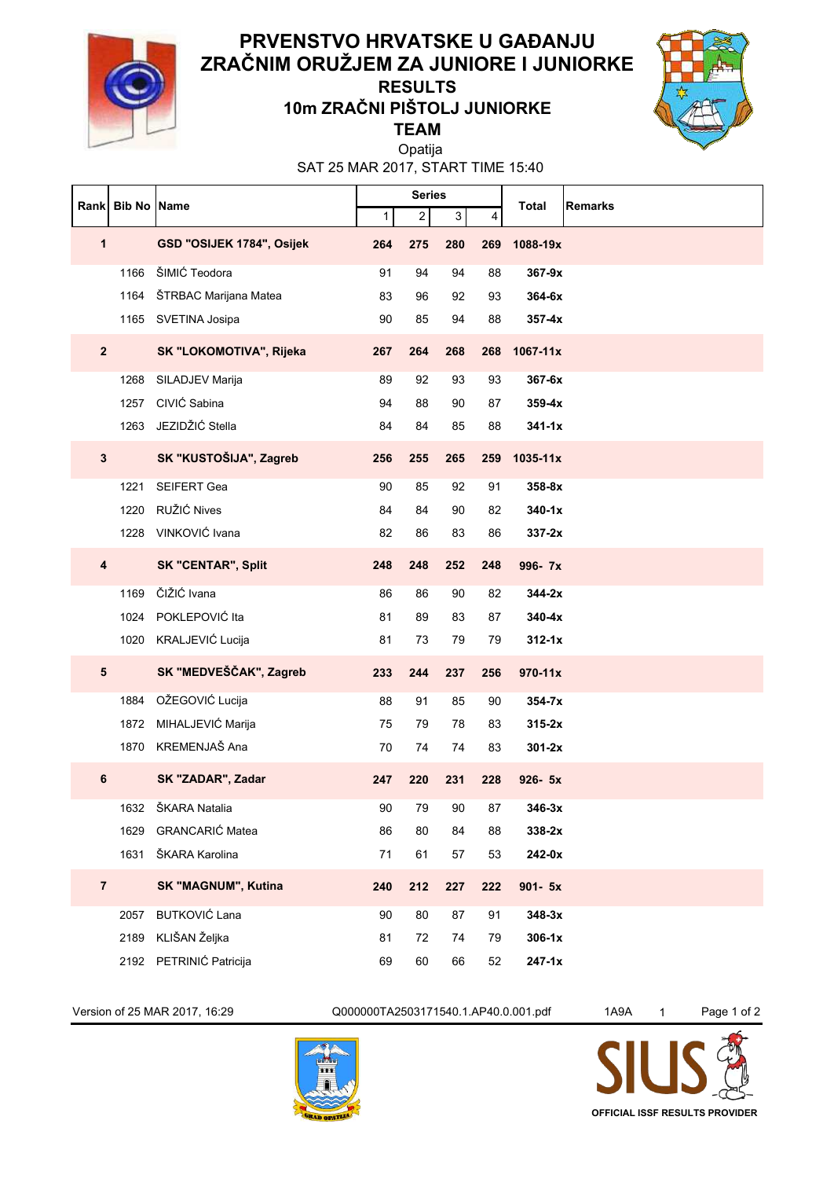# PRVENSTVO HRVATSKE U GAĐANJU ZRAČNIM ORUŽJEM ZA JUNIORE I JUNIORKE

## RESULTS

## 10m ZRAČNI PIŠTOLJ JUNIORKE

## TEAM

Opatija

SAT 25 MAR 2017, START TIME 15:40

| Rank | Bib No | Name | Series 1 | Series 2 | Series 3 | Series 4 | Total | Remarks |
|---|---|---|---|---|---|---|---|---|
| **1** | | **GSD "OSIJEK 1784", Osijek** | **264** | **275** | **280** | **269** | **1088-19x** | |
| | 1166 | ŠIMIĆ Teodora | 91 | 94 | 94 | 88 | **367-9x** | |
| | 1164 | ŠTRBAC Marijana Matea | 83 | 96 | 92 | 93 | **364-6x** | |
| | 1165 | SVETINA Josipa | 90 | 85 | 94 | 88 | **357-4x** | |
| **2** | | **SK "LOKOMOTIVA", Rijeka** | **267** | **264** | **268** | **268** | **1067-11x** | |
| | 1268 | SILADJEV Marija | 89 | 92 | 93 | 93 | **367-6x** | |
| | 1257 | CIVIĆ Sabina | 94 | 88 | 90 | 87 | **359-4x** | |
| | 1263 | JEZIDŽIĆ Stella | 84 | 84 | 85 | 88 | **341-1x** | |
| **3** | | **SK "KUSTOŠIJA", Zagreb** | **256** | **255** | **265** | **259** | **1035-11x** | |
| | 1221 | SEIFERT Gea | 90 | 85 | 92 | 91 | **358-8x** | |
| | 1220 | RUŽIĆ Nives | 84 | 84 | 90 | 82 | **340-1x** | |
| | 1228 | VINKOVIĆ Ivana | 82 | 86 | 83 | 86 | **337-2x** | |
| **4** | | **SK "CENTAR", Split** | **248** | **248** | **252** | **248** | **996- 7x** | |
| | 1169 | ČIŽIĆ Ivana | 86 | 86 | 90 | 82 | **344-2x** | |
| | 1024 | POKLEPOVIĆ Ita | 81 | 89 | 83 | 87 | **340-4x** | |
| | 1020 | KRALJEVIĆ Lucija | 81 | 73 | 79 | 79 | **312-1x** | |
| **5** | | **SK "MEDVEŠČAK", Zagreb** | **233** | **244** | **237** | **256** | **970-11x** | |
| | 1884 | OŽEGOVIĆ Lucija | 88 | 91 | 85 | 90 | **354-7x** | |
| | 1872 | MIHALJEVIĆ Marija | 75 | 79 | 78 | 83 | **315-2x** | |
| | 1870 | KREMENJAŠ Ana | 70 | 74 | 74 | 83 | **301-2x** | |
| **6** | | **SK "ZADAR", Zadar** | **247** | **220** | **231** | **228** | **926- 5x** | |
| | 1632 | ŠKARA Natalia | 90 | 79 | 90 | 87 | **346-3x** | |
| | 1629 | GRANCARIĆ Matea | 86 | 80 | 84 | 88 | **338-2x** | |
| | 1631 | ŠKARA Karolina | 71 | 61 | 57 | 53 | **242-0x** | |
| **7** | | **SK "MAGNUM", Kutina** | **240** | **212** | **227** | **222** | **901- 5x** | |
| | 2057 | BUTKOVIĆ Lana | 90 | 80 | 87 | 91 | **348-3x** | |
| | 2189 | KLIŠAN Željka | 81 | 72 | 74 | 79 | **306-1x** | |
| | 2192 | PETRINIĆ Patricija | 69 | 60 | 66 | 52 | **247-1x** | |

Version of 25 MAR 2017, 16:29 Q000000TA2503171540.1.AP40.0.001.pdf 1A9A 1

OFFICIAL ISSF RESULTS PROVIDER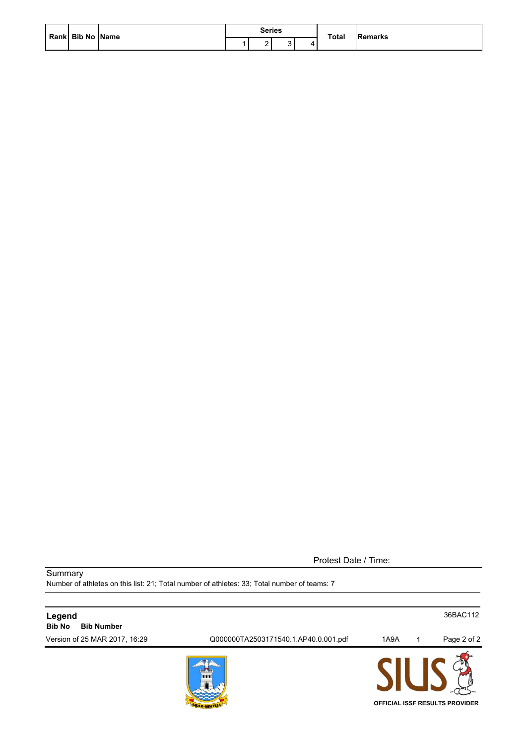| Rank | Bib No | Name | Series | | | | Total | Remarks |
|---|---|---|---|---|---|---|---|---|
| | | | 1 | 2 | 3 | 4 | | |

Protest Date / Time:

Summary

Number of athletes on this list: 21; Total number of athletes: 33; Total number of teams: 7

**Legend**

**Bib No** **Bib Number**

36BAC112

Version of 25 MAR 2017, 16:29 Q000000TA2503171540.1.AP40.0.001.pdf 1A9A 1

OFFICIAL ISSF RESULTS PROVIDER